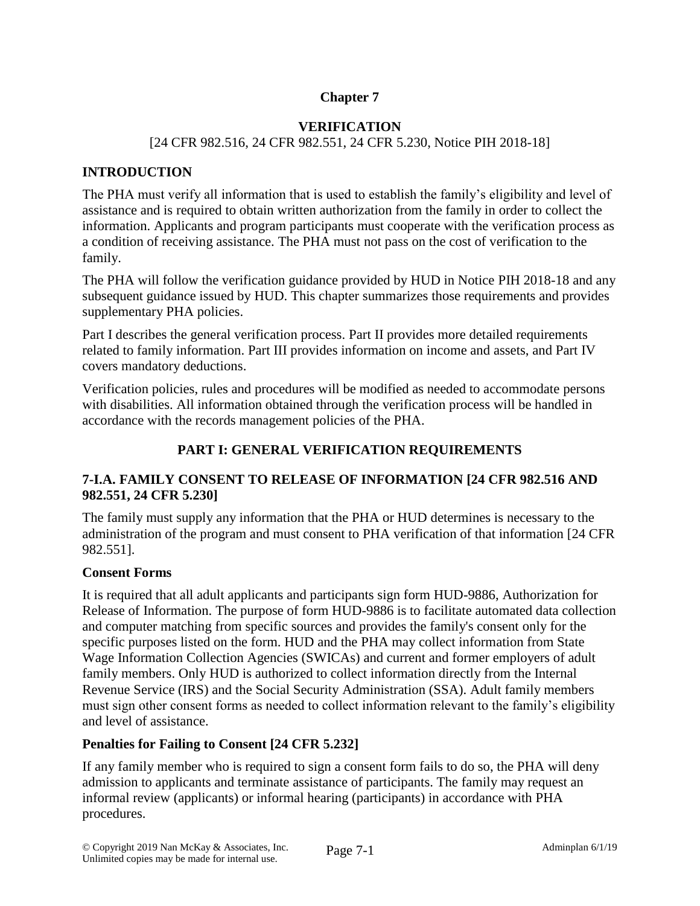# Chapter 7

## VERIFICATION

[24 CFR 982.516, 24 CFR 982.551, 24 CFR 5.230, Notice PIH 2018-18]

## INTRODUCTION

The PHA must verify all information that is used to establish the family's eligibility and level of assistance and is required to obtain written authorization from the family in order to collect the information. Applicants and program participants must cooperate with the verification process as a condition of receiving assistance. The PHA must not pass on the cost of verification to the family.

The PHA will follow the verification guidance provided by HUD in Notice PIH 2018-18 and any subsequent guidance issued by HUD. This chapter summarizes those requirements and provides supplementary PHA policies.

Part I describes the general verification process. Part II provides more detailed requirements related to family information. Part III provides information on income and assets, and Part IV covers mandatory deductions.

Verification policies, rules and procedures will be modified as needed to accommodate persons with disabilities. All information obtained through the verification process will be handled in accordance with the records management policies of the PHA.

## PART I: GENERAL VERIFICATION REQUIREMENTS

### 7-I.A. FAMILY CONSENT TO RELEASE OF INFORMATION [24 CFR 982.516 AND 982.551, 24 CFR 5.230]

The family must supply any information that the PHA or HUD determines is necessary to the administration of the program and must consent to PHA verification of that information [24 CFR 982.551].

### Consent Forms

It is required that all adult applicants and participants sign form HUD-9886, Authorization for Release of Information. The purpose of form HUD-9886 is to facilitate automated data collection and computer matching from specific sources and provides the family's consent only for the specific purposes listed on the form. HUD and the PHA may collect information from State Wage Information Collection Agencies (SWICAs) and current and former employers of adult family members. Only HUD is authorized to collect information directly from the Internal Revenue Service (IRS) and the Social Security Administration (SSA). Adult family members must sign other consent forms as needed to collect information relevant to the family's eligibility and level of assistance.

### Penalties for Failing to Consent [24 CFR 5.232]

If any family member who is required to sign a consent form fails to do so, the PHA will deny admission to applicants and terminate assistance of participants. The family may request an informal review (applicants) or informal hearing (participants) in accordance with PHA procedures.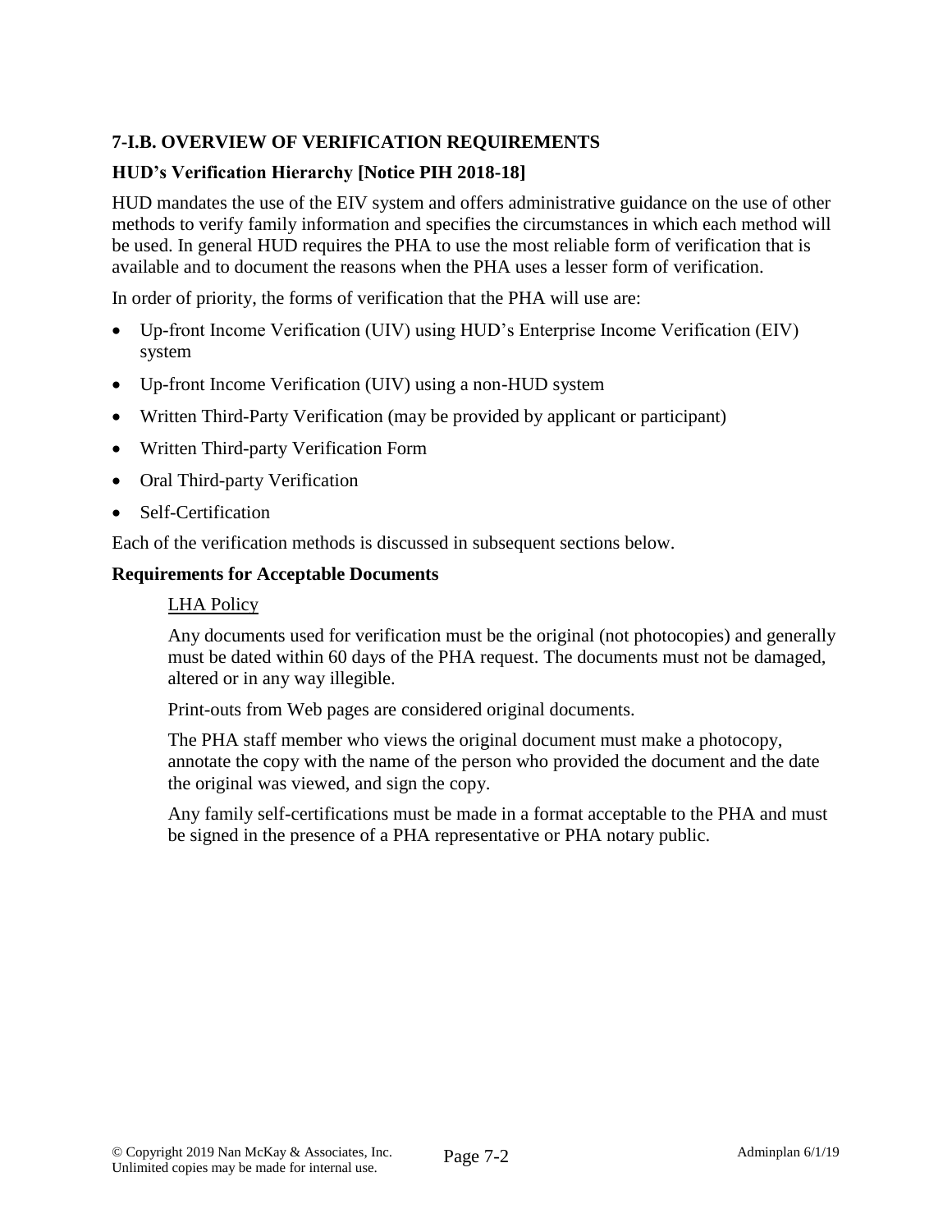### 7-I.B. OVERVIEW OF VERIFICATION REQUIREMENTS

#### HUD's Verification Hierarchy [Notice PIH 2018-18]

HUD mandates the use of the EIV system and offers administrative guidance on the use of other methods to verify family information and specifies the circumstances in which each method will be used. In general HUD requires the PHA to use the most reliable form of verification that is available and to document the reasons when the PHA uses a lesser form of verification.

In order of priority, the forms of verification that the PHA will use are:

- Up-front Income Verification (UIV) using HUD's Enterprise Income Verification (EIV) system
- Up-front Income Verification (UIV) using a non-HUD system
- Written Third-Party Verification (may be provided by applicant or participant)
- Written Third-party Verification Form
- Oral Third-party Verification
- Self-Certification

Each of the verification methods is discussed in subsequent sections below.

#### Requirements for Acceptable Documents

LHA Policy

Any documents used for verification must be the original (not photocopies) and generally must be dated within 60 days of the PHA request. The documents must not be damaged, altered or in any way illegible.

Print-outs from Web pages are considered original documents.

The PHA staff member who views the original document must make a photocopy, annotate the copy with the name of the person who provided the document and the date the original was viewed, and sign the copy.

Any family self-certifications must be made in a format acceptable to the PHA and must be signed in the presence of a PHA representative or PHA notary public.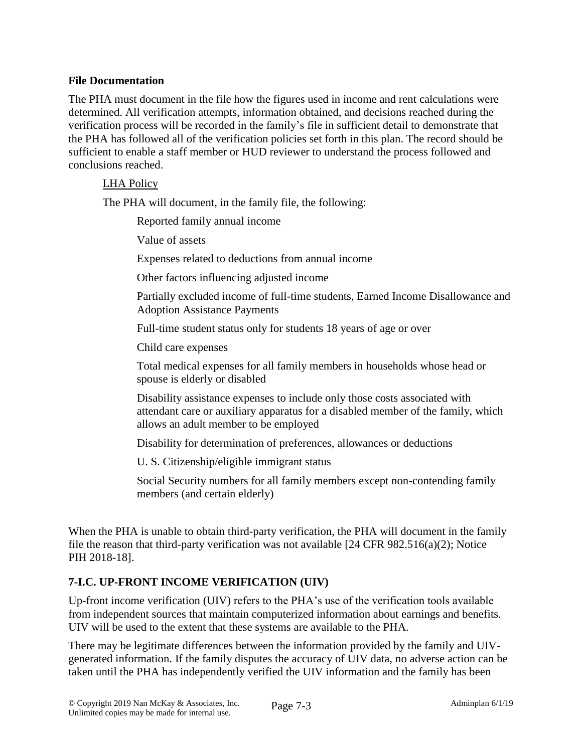**File Documentation**

The PHA must document in the file how the figures used in income and rent calculations were determined. All verification attempts, information obtained, and decisions reached during the verification process will be recorded in the family's file in sufficient detail to demonstrate that the PHA has followed all of the verification policies set forth in this plan. The record should be sufficient to enable a staff member or HUD reviewer to understand the process followed and conclusions reached.

<u>LHA Policy</u>

The PHA will document, in the family file, the following:

Reported family annual income

Value of assets

Expenses related to deductions from annual income

Other factors influencing adjusted income

Partially excluded income of full-time students, Earned Income Disallowance and Adoption Assistance Payments

Full-time student status only for students 18 years of age or over

Child care expenses

Total medical expenses for all family members in households whose head or spouse is elderly or disabled

Disability assistance expenses to include only those costs associated with attendant care or auxiliary apparatus for a disabled member of the family, which allows an adult member to be employed

Disability for determination of preferences, allowances or deductions

U. S. Citizenship/eligible immigrant status

Social Security numbers for all family members except non-contending family members (and certain elderly)

When the PHA is unable to obtain third-party verification, the PHA will document in the family file the reason that third-party verification was not available [24 CFR 982.516(a)(2); Notice PIH 2018-18].

## 7-I.C. UP-FRONT INCOME VERIFICATION (UIV)

Up-front income verification (UIV) refers to the PHA's use of the verification tools available from independent sources that maintain computerized information about earnings and benefits. UIV will be used to the extent that these systems are available to the PHA.

There may be legitimate differences between the information provided by the family and UIV-generated information. If the family disputes the accuracy of UIV data, no adverse action can be taken until the PHA has independently verified the UIV information and the family has been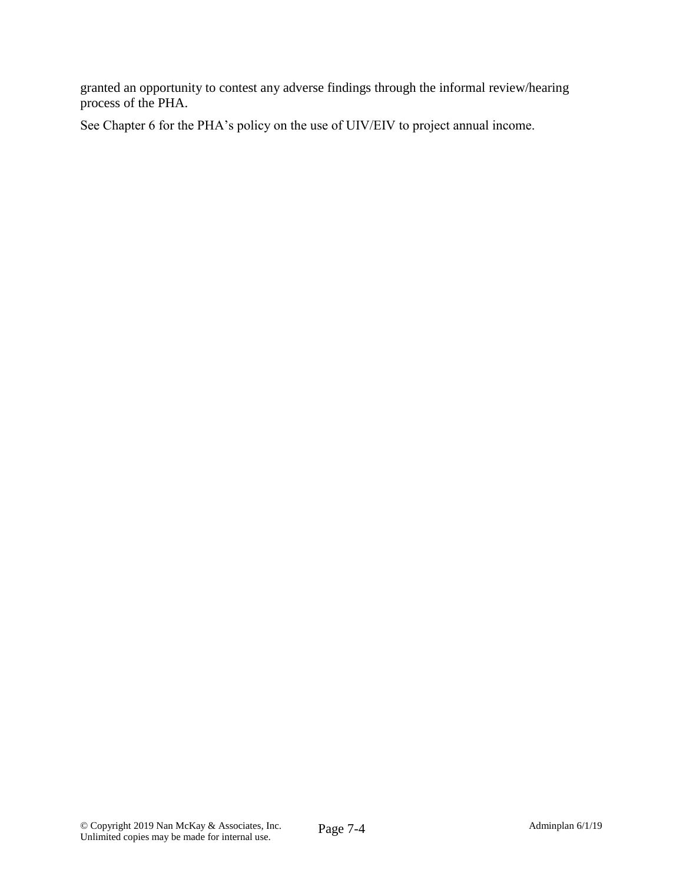granted an opportunity to contest any adverse findings through the informal review/hearing process of the PHA.

See Chapter 6 for the PHA's policy on the use of UIV/EIV to project annual income.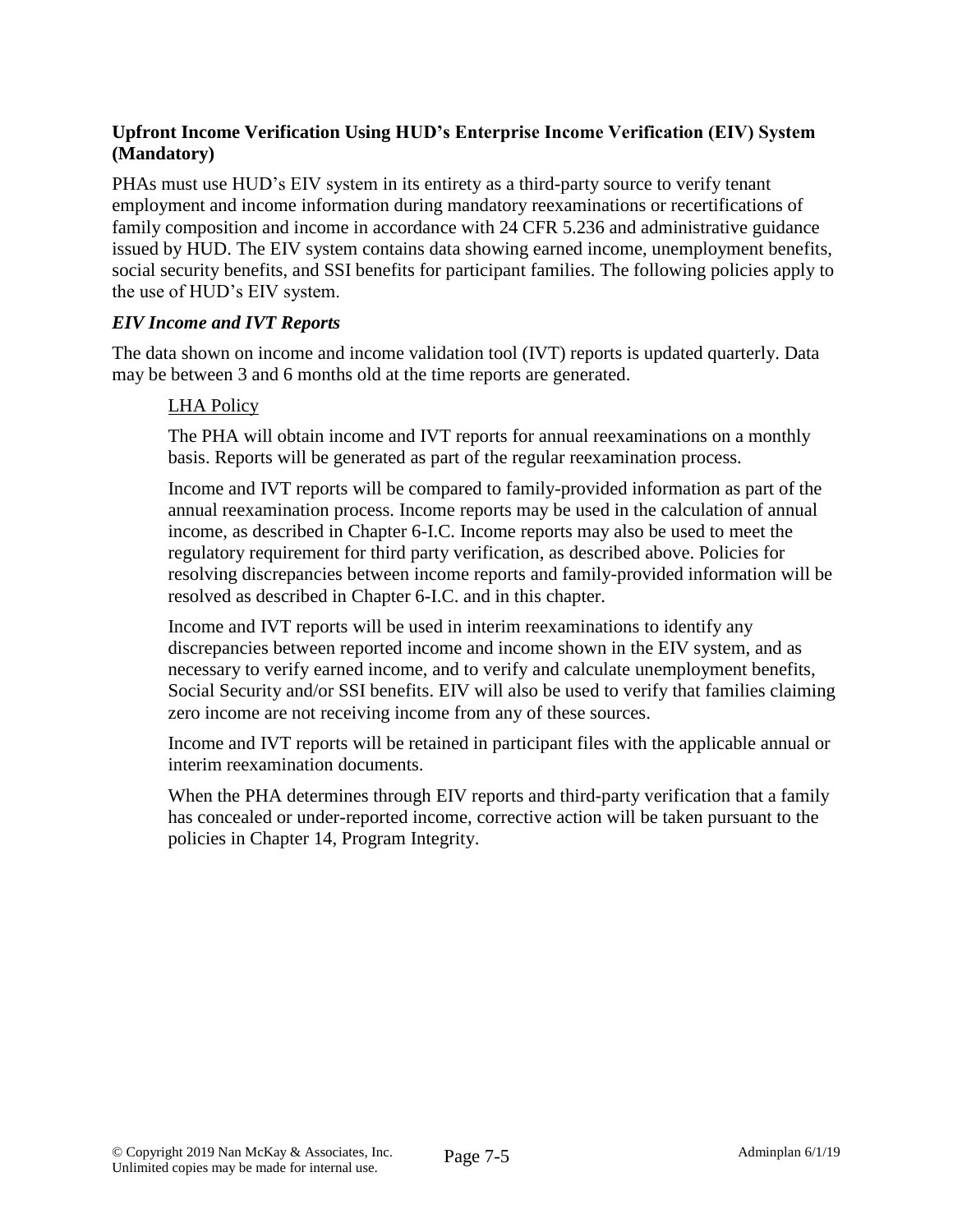### Upfront Income Verification Using HUD's Enterprise Income Verification (EIV) System (Mandatory)

PHAs must use HUD's EIV system in its entirety as a third-party source to verify tenant employment and income information during mandatory reexaminations or recertifications of family composition and income in accordance with 24 CFR 5.236 and administrative guidance issued by HUD. The EIV system contains data showing earned income, unemployment benefits, social security benefits, and SSI benefits for participant families. The following policies apply to the use of HUD's EIV system.

#### *EIV Income and IVT Reports*

The data shown on income and income validation tool (IVT) reports is updated quarterly. Data may be between 3 and 6 months old at the time reports are generated.

> <u>LHA Policy</u>
>
> The PHA will obtain income and IVT reports for annual reexaminations on a monthly basis. Reports will be generated as part of the regular reexamination process.
>
> Income and IVT reports will be compared to family-provided information as part of the annual reexamination process. Income reports may be used in the calculation of annual income, as described in Chapter 6-I.C. Income reports may also be used to meet the regulatory requirement for third party verification, as described above. Policies for resolving discrepancies between income reports and family-provided information will be resolved as described in Chapter 6-I.C. and in this chapter.
>
> Income and IVT reports will be used in interim reexaminations to identify any discrepancies between reported income and income shown in the EIV system, and as necessary to verify earned income, and to verify and calculate unemployment benefits, Social Security and/or SSI benefits. EIV will also be used to verify that families claiming zero income are not receiving income from any of these sources.
>
> Income and IVT reports will be retained in participant files with the applicable annual or interim reexamination documents.
>
> When the PHA determines through EIV reports and third-party verification that a family has concealed or under-reported income, corrective action will be taken pursuant to the policies in Chapter 14, Program Integrity.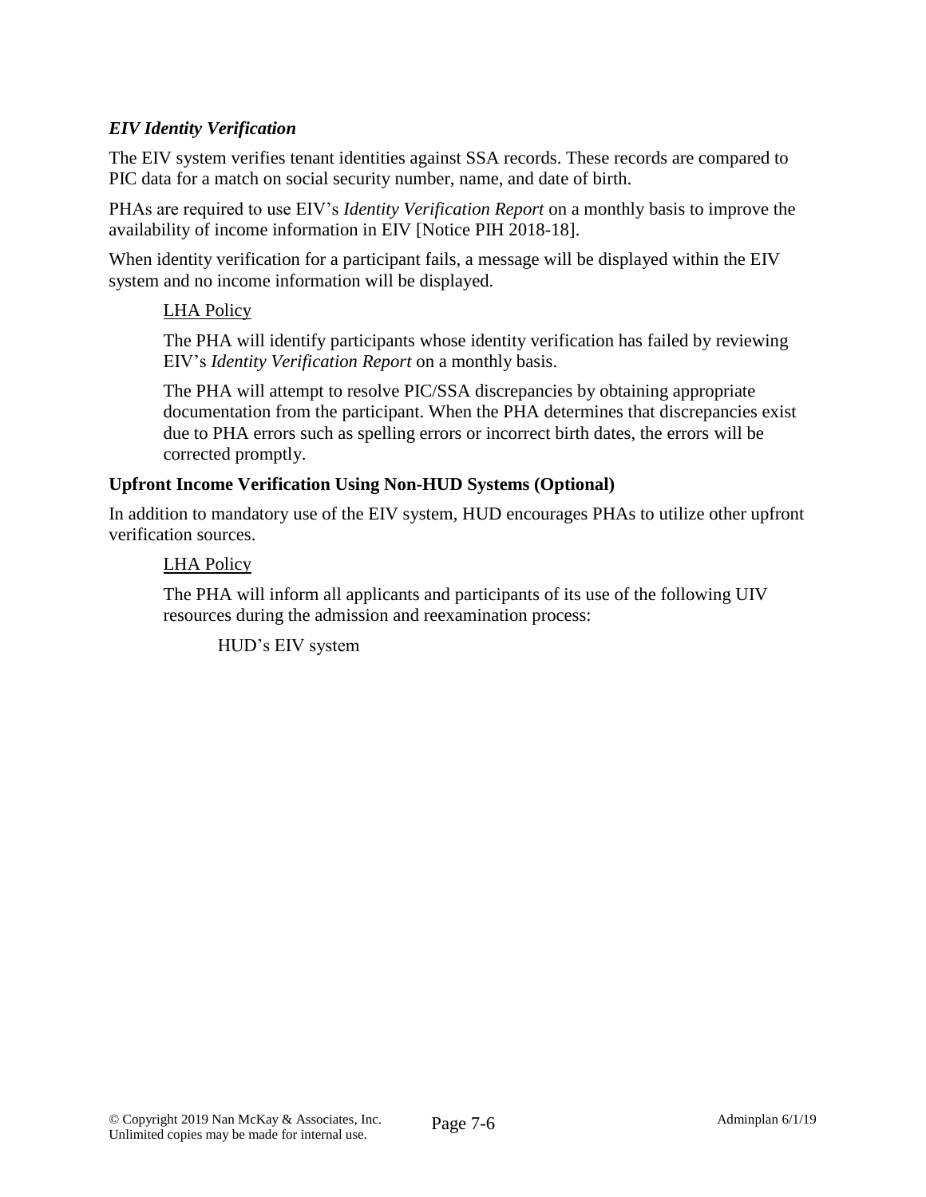*EIV Identity Verification*

The EIV system verifies tenant identities against SSA records. These records are compared to PIC data for a match on social security number, name, and date of birth.

PHAs are required to use EIV's *Identity Verification Report* on a monthly basis to improve the availability of income information in EIV [Notice PIH 2018-18].

When identity verification for a participant fails, a message will be displayed within the EIV system and no income information will be displayed.

> <u>LHA Policy</u>
>
> The PHA will identify participants whose identity verification has failed by reviewing EIV's *Identity Verification Report* on a monthly basis.
>
> The PHA will attempt to resolve PIC/SSA discrepancies by obtaining appropriate documentation from the participant. When the PHA determines that discrepancies exist due to PHA errors such as spelling errors or incorrect birth dates, the errors will be corrected promptly.

**Upfront Income Verification Using Non-HUD Systems (Optional)**

In addition to mandatory use of the EIV system, HUD encourages PHAs to utilize other upfront verification sources.

> <u>LHA Policy</u>
>
> The PHA will inform all applicants and participants of its use of the following UIV resources during the admission and reexamination process:
>
> > HUD's EIV system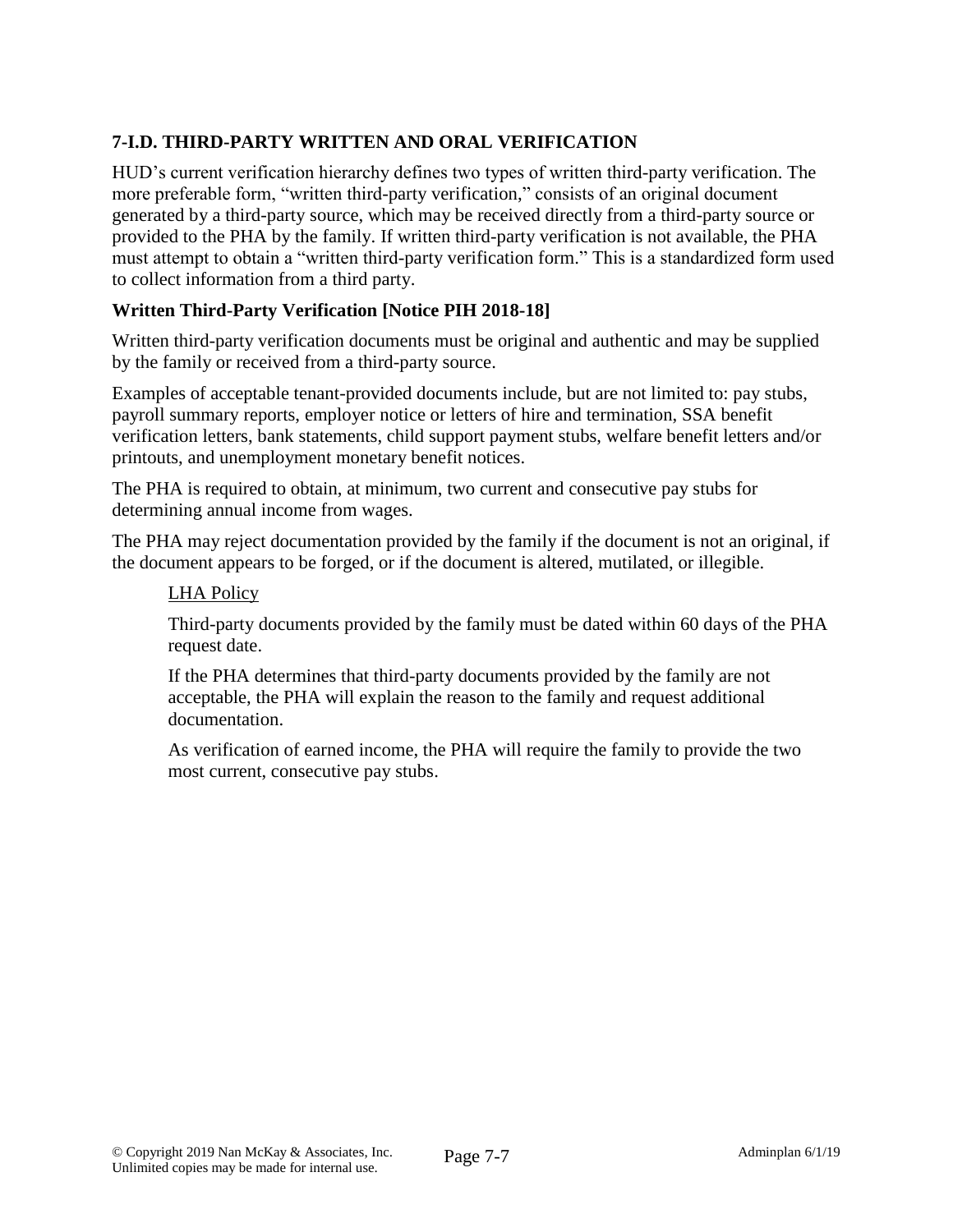## 7-I.D. THIRD-PARTY WRITTEN AND ORAL VERIFICATION

HUD's current verification hierarchy defines two types of written third-party verification. The more preferable form, "written third-party verification," consists of an original document generated by a third-party source, which may be received directly from a third-party source or provided to the PHA by the family. If written third-party verification is not available, the PHA must attempt to obtain a "written third-party verification form." This is a standardized form used to collect information from a third party.

### Written Third-Party Verification [Notice PIH 2018-18]

Written third-party verification documents must be original and authentic and may be supplied by the family or received from a third-party source.

Examples of acceptable tenant-provided documents include, but are not limited to: pay stubs, payroll summary reports, employer notice or letters of hire and termination, SSA benefit verification letters, bank statements, child support payment stubs, welfare benefit letters and/or printouts, and unemployment monetary benefit notices.

The PHA is required to obtain, at minimum, two current and consecutive pay stubs for determining annual income from wages.

The PHA may reject documentation provided by the family if the document is not an original, if the document appears to be forged, or if the document is altered, mutilated, or illegible.

> LHA Policy
>
> Third-party documents provided by the family must be dated within 60 days of the PHA request date.
>
> If the PHA determines that third-party documents provided by the family are not acceptable, the PHA will explain the reason to the family and request additional documentation.
>
> As verification of earned income, the PHA will require the family to provide the two most current, consecutive pay stubs.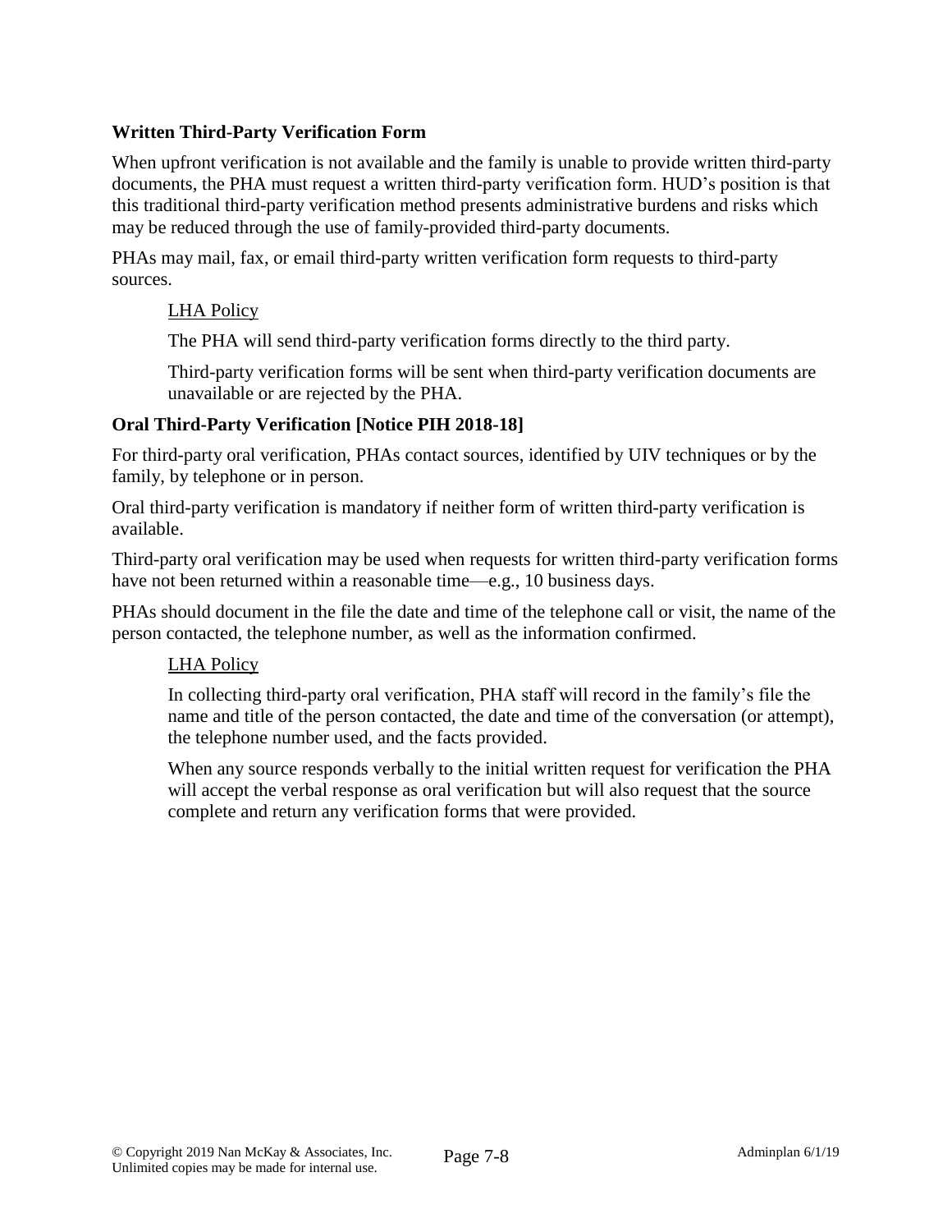### Written Third-Party Verification Form

When upfront verification is not available and the family is unable to provide written third-party documents, the PHA must request a written third-party verification form. HUD's position is that this traditional third-party verification method presents administrative burdens and risks which may be reduced through the use of family-provided third-party documents.

PHAs may mail, fax, or email third-party written verification form requests to third-party sources.

> LHA Policy
>
> The PHA will send third-party verification forms directly to the third party.
>
> Third-party verification forms will be sent when third-party verification documents are unavailable or are rejected by the PHA.

### Oral Third-Party Verification [Notice PIH 2018-18]

For third-party oral verification, PHAs contact sources, identified by UIV techniques or by the family, by telephone or in person.

Oral third-party verification is mandatory if neither form of written third-party verification is available.

Third-party oral verification may be used when requests for written third-party verification forms have not been returned within a reasonable time—e.g., 10 business days.

PHAs should document in the file the date and time of the telephone call or visit, the name of the person contacted, the telephone number, as well as the information confirmed.

> LHA Policy
>
> In collecting third-party oral verification, PHA staff will record in the family's file the name and title of the person contacted, the date and time of the conversation (or attempt), the telephone number used, and the facts provided.
>
> When any source responds verbally to the initial written request for verification the PHA will accept the verbal response as oral verification but will also request that the source complete and return any verification forms that were provided.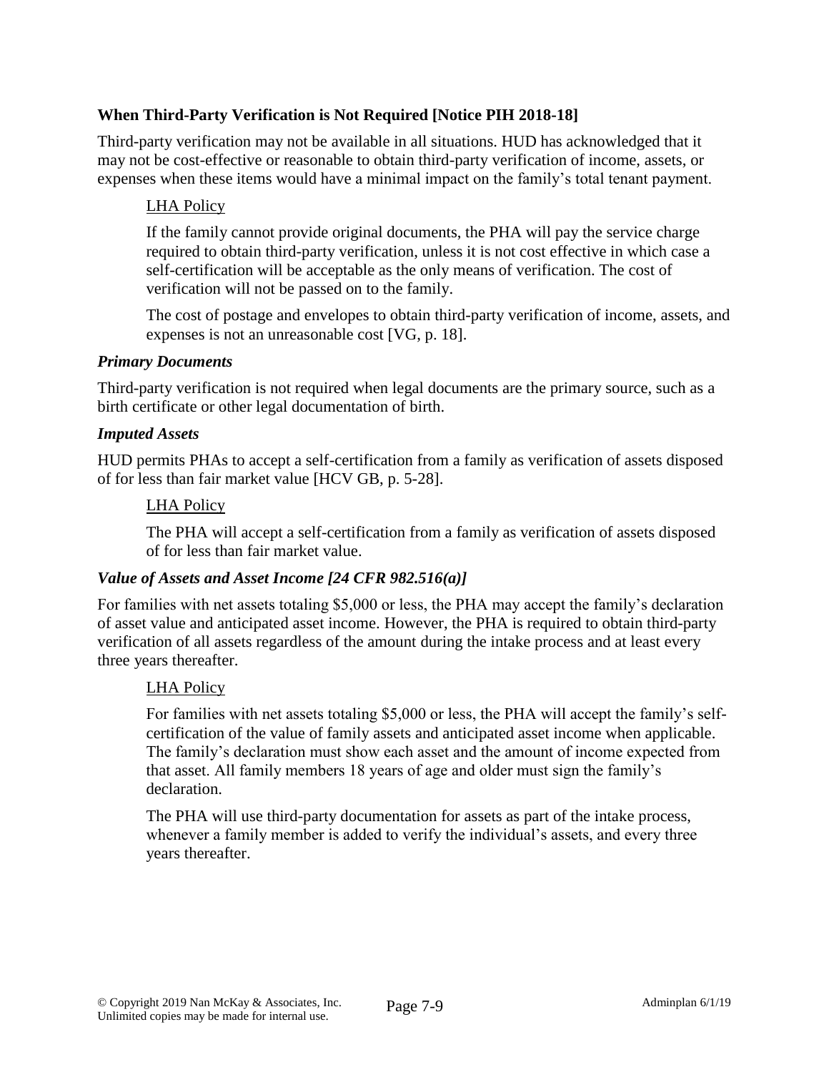### When Third-Party Verification is Not Required [Notice PIH 2018-18]

Third-party verification may not be available in all situations. HUD has acknowledged that it may not be cost-effective or reasonable to obtain third-party verification of income, assets, or expenses when these items would have a minimal impact on the family's total tenant payment.

> <u>LHA Policy</u>
>
> If the family cannot provide original documents, the PHA will pay the service charge required to obtain third-party verification, unless it is not cost effective in which case a self-certification will be acceptable as the only means of verification. The cost of verification will not be passed on to the family.
>
> The cost of postage and envelopes to obtain third-party verification of income, assets, and expenses is not an unreasonable cost [VG, p. 18].

#### *Primary Documents*

Third-party verification is not required when legal documents are the primary source, such as a birth certificate or other legal documentation of birth.

#### *Imputed Assets*

HUD permits PHAs to accept a self-certification from a family as verification of assets disposed of for less than fair market value [HCV GB, p. 5-28].

> <u>LHA Policy</u>
>
> The PHA will accept a self-certification from a family as verification of assets disposed of for less than fair market value.

#### *Value of Assets and Asset Income [24 CFR 982.516(a)]*

For families with net assets totaling $5,000 or less, the PHA may accept the family's declaration of asset value and anticipated asset income. However, the PHA is required to obtain third-party verification of all assets regardless of the amount during the intake process and at least every three years thereafter.

> <u>LHA Policy</u>
>
> For families with net assets totaling $5,000 or less, the PHA will accept the family's self-certification of the value of family assets and anticipated asset income when applicable. The family's declaration must show each asset and the amount of income expected from that asset. All family members 18 years of age and older must sign the family's declaration.
>
> The PHA will use third-party documentation for assets as part of the intake process, whenever a family member is added to verify the individual's assets, and every three years thereafter.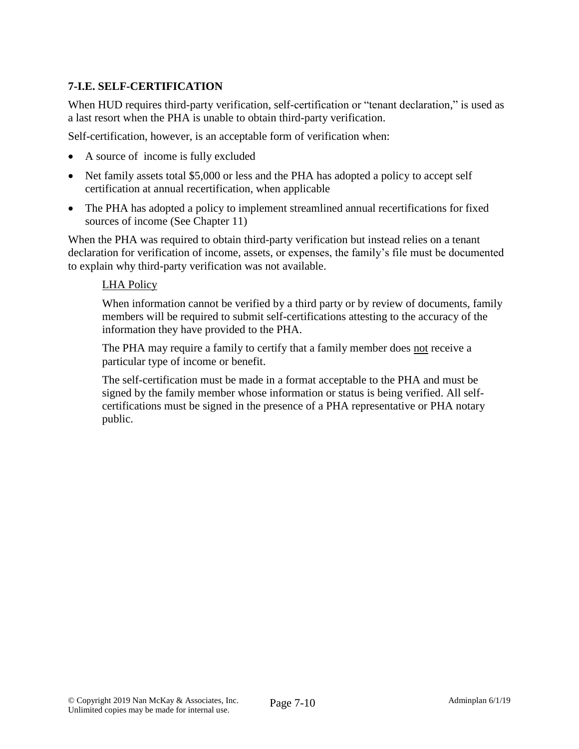### 7-I.E. SELF-CERTIFICATION

When HUD requires third-party verification, self-certification or "tenant declaration," is used as a last resort when the PHA is unable to obtain third-party verification.

Self-certification, however, is an acceptable form of verification when:

- A source of income is fully excluded
- Net family assets total $5,000 or less and the PHA has adopted a policy to accept self certification at annual recertification, when applicable
- The PHA has adopted a policy to implement streamlined annual recertifications for fixed sources of income (See Chapter 11)

When the PHA was required to obtain third-party verification but instead relies on a tenant declaration for verification of income, assets, or expenses, the family's file must be documented to explain why third-party verification was not available.

> <u>LHA Policy</u>
>
> When information cannot be verified by a third party or by review of documents, family members will be required to submit self-certifications attesting to the accuracy of the information they have provided to the PHA.
>
> The PHA may require a family to certify that a family member does <u>not</u> receive a particular type of income or benefit.
>
> The self-certification must be made in a format acceptable to the PHA and must be signed by the family member whose information or status is being verified. All self-certifications must be signed in the presence of a PHA representative or PHA notary public.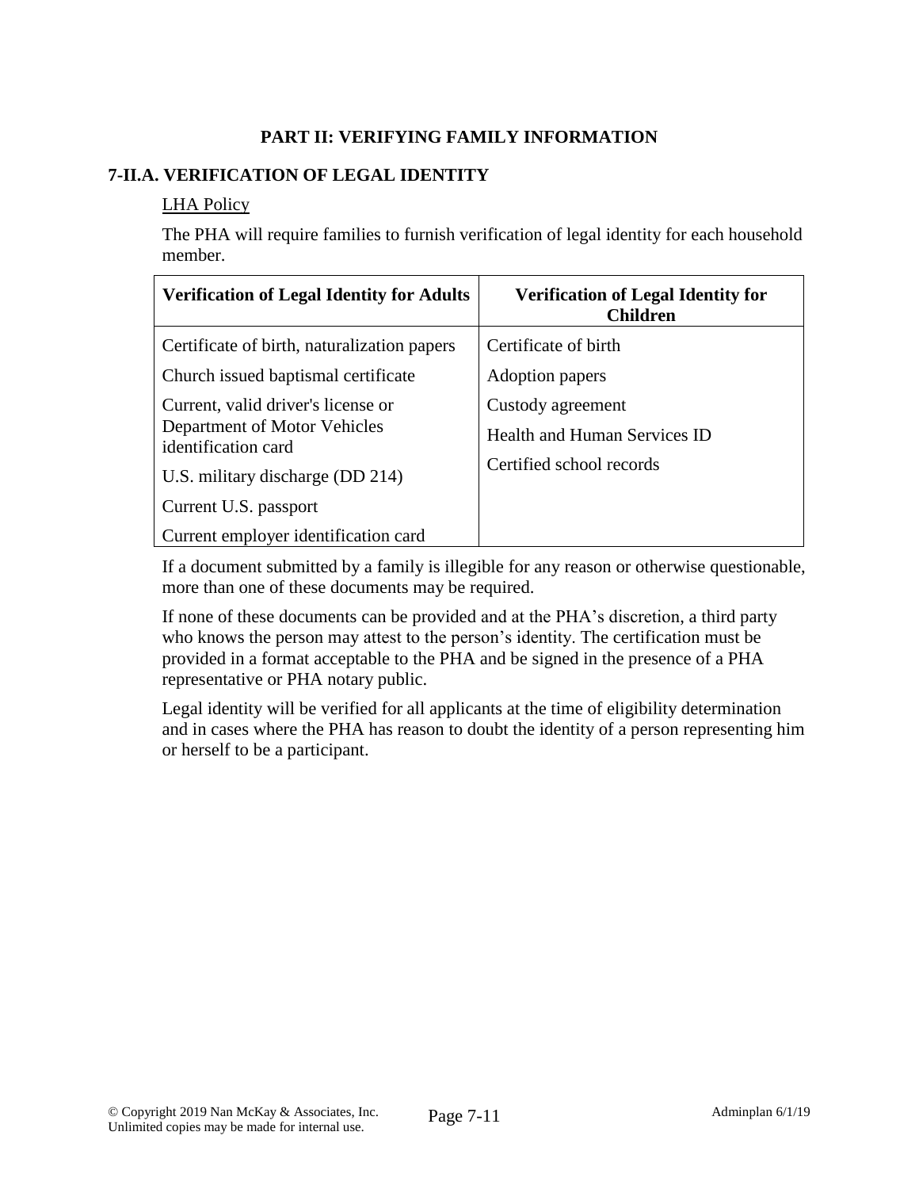# PART II: VERIFYING FAMILY INFORMATION

## 7-II.A. VERIFICATION OF LEGAL IDENTITY

LHA Policy

The PHA will require families to furnish verification of legal identity for each household member.

| Verification of Legal Identity for Adults | Verification of Legal Identity for Children |
|---|---|
| Certificate of birth, naturalization papers | Certificate of birth |
| Church issued baptismal certificate | Adoption papers |
| Current, valid driver's license or Department of Motor Vehicles identification card | Custody agreement |
| U.S. military discharge (DD 214) | Health and Human Services ID |
| Current U.S. passport | Certified school records |
| Current employer identification card | |

If a document submitted by a family is illegible for any reason or otherwise questionable, more than one of these documents may be required.

If none of these documents can be provided and at the PHA's discretion, a third party who knows the person may attest to the person's identity. The certification must be provided in a format acceptable to the PHA and be signed in the presence of a PHA representative or PHA notary public.

Legal identity will be verified for all applicants at the time of eligibility determination and in cases where the PHA has reason to doubt the identity of a person representing him or herself to be a participant.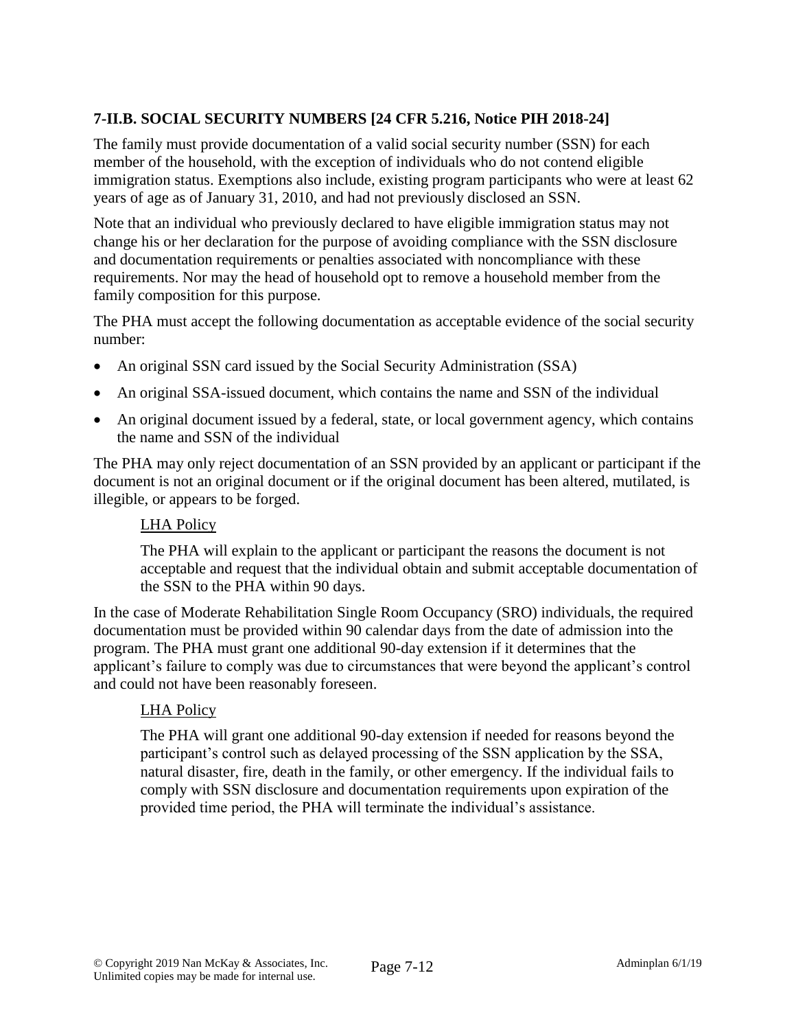### 7-II.B. SOCIAL SECURITY NUMBERS [24 CFR 5.216, Notice PIH 2018-24]

The family must provide documentation of a valid social security number (SSN) for each member of the household, with the exception of individuals who do not contend eligible immigration status. Exemptions also include, existing program participants who were at least 62 years of age as of January 31, 2010, and had not previously disclosed an SSN.

Note that an individual who previously declared to have eligible immigration status may not change his or her declaration for the purpose of avoiding compliance with the SSN disclosure and documentation requirements or penalties associated with noncompliance with these requirements. Nor may the head of household opt to remove a household member from the family composition for this purpose.

The PHA must accept the following documentation as acceptable evidence of the social security number:

- An original SSN card issued by the Social Security Administration (SSA)
- An original SSA-issued document, which contains the name and SSN of the individual
- An original document issued by a federal, state, or local government agency, which contains the name and SSN of the individual

The PHA may only reject documentation of an SSN provided by an applicant or participant if the document is not an original document or if the original document has been altered, mutilated, is illegible, or appears to be forged.

> <u>LHA Policy</u>
>
> The PHA will explain to the applicant or participant the reasons the document is not acceptable and request that the individual obtain and submit acceptable documentation of the SSN to the PHA within 90 days.

In the case of Moderate Rehabilitation Single Room Occupancy (SRO) individuals, the required documentation must be provided within 90 calendar days from the date of admission into the program. The PHA must grant one additional 90-day extension if it determines that the applicant's failure to comply was due to circumstances that were beyond the applicant's control and could not have been reasonably foreseen.

> <u>LHA Policy</u>
>
> The PHA will grant one additional 90-day extension if needed for reasons beyond the participant's control such as delayed processing of the SSN application by the SSA, natural disaster, fire, death in the family, or other emergency. If the individual fails to comply with SSN disclosure and documentation requirements upon expiration of the provided time period, the PHA will terminate the individual's assistance.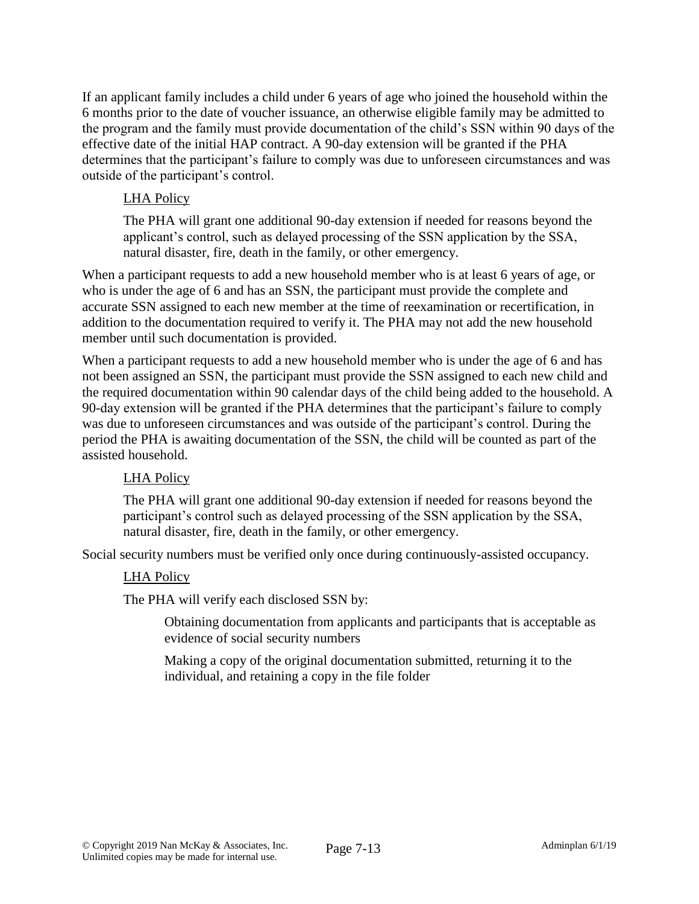If an applicant family includes a child under 6 years of age who joined the household within the 6 months prior to the date of voucher issuance, an otherwise eligible family may be admitted to the program and the family must provide documentation of the child's SSN within 90 days of the effective date of the initial HAP contract. A 90-day extension will be granted if the PHA determines that the participant's failure to comply was due to unforeseen circumstances and was outside of the participant's control.

> <u>LHA Policy</u>
>
> The PHA will grant one additional 90-day extension if needed for reasons beyond the applicant's control, such as delayed processing of the SSN application by the SSA, natural disaster, fire, death in the family, or other emergency.

When a participant requests to add a new household member who is at least 6 years of age, or who is under the age of 6 and has an SSN, the participant must provide the complete and accurate SSN assigned to each new member at the time of reexamination or recertification, in addition to the documentation required to verify it. The PHA may not add the new household member until such documentation is provided.

When a participant requests to add a new household member who is under the age of 6 and has not been assigned an SSN, the participant must provide the SSN assigned to each new child and the required documentation within 90 calendar days of the child being added to the household. A 90-day extension will be granted if the PHA determines that the participant's failure to comply was due to unforeseen circumstances and was outside of the participant's control. During the period the PHA is awaiting documentation of the SSN, the child will be counted as part of the assisted household.

> <u>LHA Policy</u>
>
> The PHA will grant one additional 90-day extension if needed for reasons beyond the participant's control such as delayed processing of the SSN application by the SSA, natural disaster, fire, death in the family, or other emergency.

Social security numbers must be verified only once during continuously-assisted occupancy.

> <u>LHA Policy</u>
>
> The PHA will verify each disclosed SSN by:
>
> > Obtaining documentation from applicants and participants that is acceptable as evidence of social security numbers
> >
> > Making a copy of the original documentation submitted, returning it to the individual, and retaining a copy in the file folder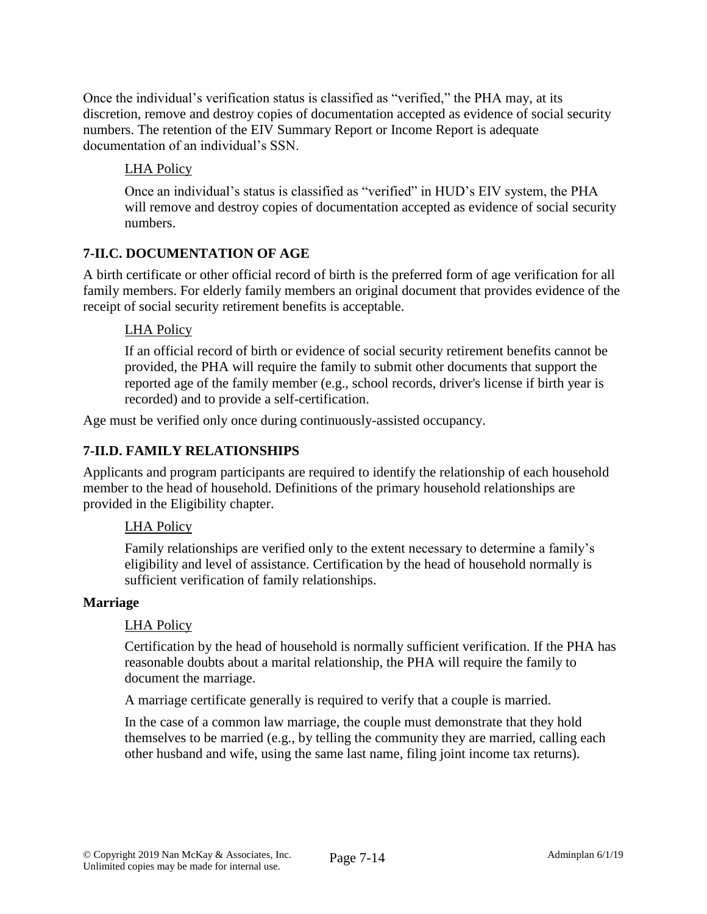Once the individual's verification status is classified as "verified," the PHA may, at its discretion, remove and destroy copies of documentation accepted as evidence of social security numbers. The retention of the EIV Summary Report or Income Report is adequate documentation of an individual's SSN.

> <u>LHA Policy</u>
>
> Once an individual's status is classified as "verified" in HUD's EIV system, the PHA will remove and destroy copies of documentation accepted as evidence of social security numbers.

## 7-II.C. DOCUMENTATION OF AGE

A birth certificate or other official record of birth is the preferred form of age verification for all family members. For elderly family members an original document that provides evidence of the receipt of social security retirement benefits is acceptable.

> <u>LHA Policy</u>
>
> If an official record of birth or evidence of social security retirement benefits cannot be provided, the PHA will require the family to submit other documents that support the reported age of the family member (e.g., school records, driver's license if birth year is recorded) and to provide a self-certification.

Age must be verified only once during continuously-assisted occupancy.

## 7-II.D. FAMILY RELATIONSHIPS

Applicants and program participants are required to identify the relationship of each household member to the head of household. Definitions of the primary household relationships are provided in the Eligibility chapter.

> <u>LHA Policy</u>
>
> Family relationships are verified only to the extent necessary to determine a family's eligibility and level of assistance. Certification by the head of household normally is sufficient verification of family relationships.

### Marriage

> <u>LHA Policy</u>
>
> Certification by the head of household is normally sufficient verification. If the PHA has reasonable doubts about a marital relationship, the PHA will require the family to document the marriage.
>
> A marriage certificate generally is required to verify that a couple is married.
>
> In the case of a common law marriage, the couple must demonstrate that they hold themselves to be married (e.g., by telling the community they are married, calling each other husband and wife, using the same last name, filing joint income tax returns).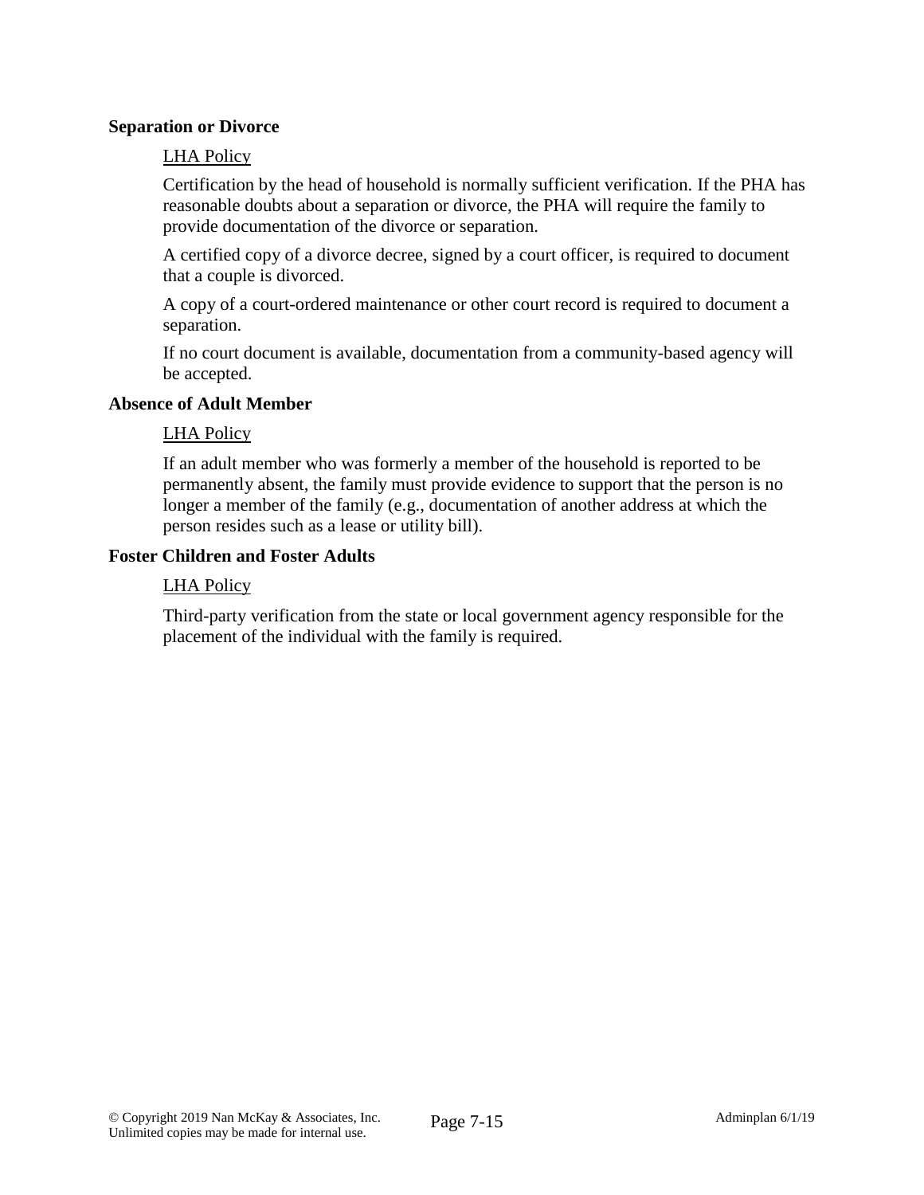### Separation or Divorce

LHA Policy

Certification by the head of household is normally sufficient verification. If the PHA has reasonable doubts about a separation or divorce, the PHA will require the family to provide documentation of the divorce or separation.

A certified copy of a divorce decree, signed by a court officer, is required to document that a couple is divorced.

A copy of a court-ordered maintenance or other court record is required to document a separation.

If no court document is available, documentation from a community-based agency will be accepted.

### Absence of Adult Member

LHA Policy

If an adult member who was formerly a member of the household is reported to be permanently absent, the family must provide evidence to support that the person is no longer a member of the family (e.g., documentation of another address at which the person resides such as a lease or utility bill).

### Foster Children and Foster Adults

LHA Policy

Third-party verification from the state or local government agency responsible for the placement of the individual with the family is required.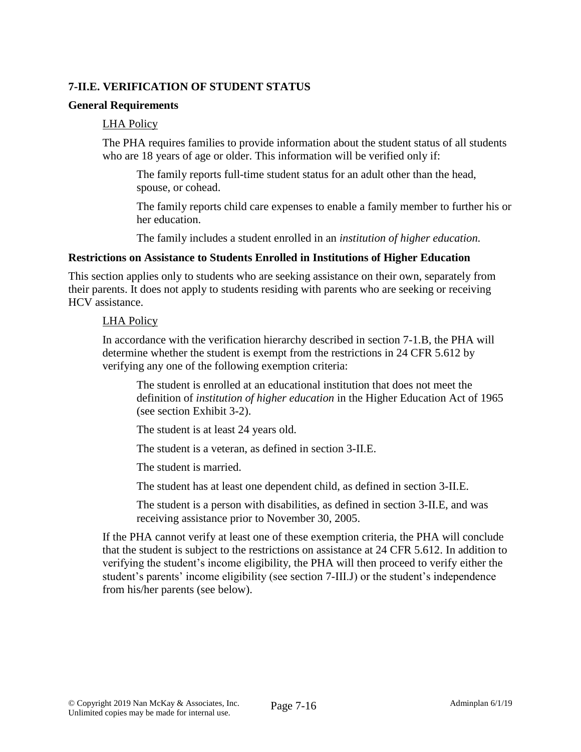### 7-II.E. VERIFICATION OF STUDENT STATUS

#### General Requirements

LHA Policy

The PHA requires families to provide information about the student status of all students who are 18 years of age or older. This information will be verified only if:

The family reports full-time student status for an adult other than the head, spouse, or cohead.

The family reports child care expenses to enable a family member to further his or her education.

The family includes a student enrolled in an *institution of higher education.*

#### Restrictions on Assistance to Students Enrolled in Institutions of Higher Education

This section applies only to students who are seeking assistance on their own, separately from their parents. It does not apply to students residing with parents who are seeking or receiving HCV assistance.

LHA Policy

In accordance with the verification hierarchy described in section 7-1.B, the PHA will determine whether the student is exempt from the restrictions in 24 CFR 5.612 by verifying any one of the following exemption criteria:

The student is enrolled at an educational institution that does not meet the definition of *institution of higher education* in the Higher Education Act of 1965 (see section Exhibit 3-2).

The student is at least 24 years old.

The student is a veteran, as defined in section 3-II.E.

The student is married.

The student has at least one dependent child, as defined in section 3-II.E.

The student is a person with disabilities, as defined in section 3-II.E, and was receiving assistance prior to November 30, 2005.

If the PHA cannot verify at least one of these exemption criteria, the PHA will conclude that the student is subject to the restrictions on assistance at 24 CFR 5.612. In addition to verifying the student's income eligibility, the PHA will then proceed to verify either the student's parents' income eligibility (see section 7-III.J) or the student's independence from his/her parents (see below).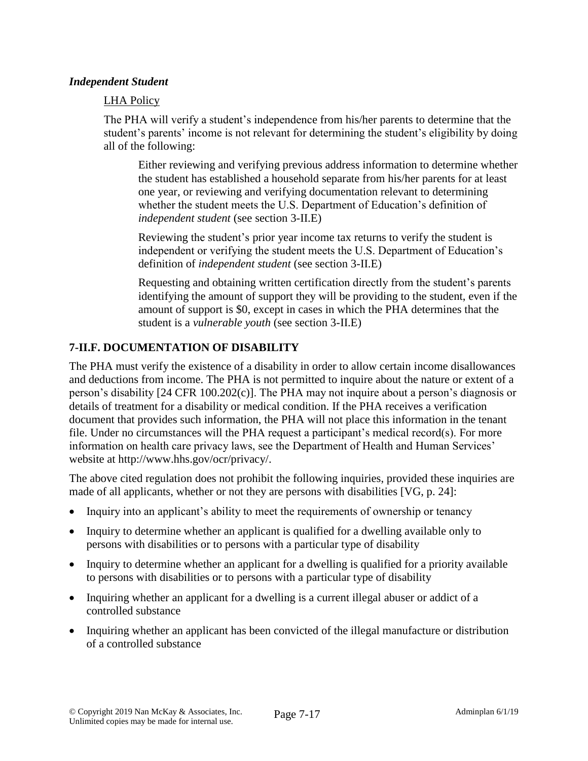***Independent Student***

LHA Policy

The PHA will verify a student's independence from his/her parents to determine that the student's parents' income is not relevant for determining the student's eligibility by doing all of the following:

Either reviewing and verifying previous address information to determine whether the student has established a household separate from his/her parents for at least one year, or reviewing and verifying documentation relevant to determining whether the student meets the U.S. Department of Education's definition of *independent student* (see section 3-II.E)

Reviewing the student's prior year income tax returns to verify the student is independent or verifying the student meets the U.S. Department of Education's definition of *independent student* (see section 3-II.E)

Requesting and obtaining written certification directly from the student's parents identifying the amount of support they will be providing to the student, even if the amount of support is $0, except in cases in which the PHA determines that the student is a *vulnerable youth* (see section 3-II.E)

## 7-II.F. DOCUMENTATION OF DISABILITY

The PHA must verify the existence of a disability in order to allow certain income disallowances and deductions from income. The PHA is not permitted to inquire about the nature or extent of a person's disability [24 CFR 100.202(c)]. The PHA may not inquire about a person's diagnosis or details of treatment for a disability or medical condition. If the PHA receives a verification document that provides such information, the PHA will not place this information in the tenant file. Under no circumstances will the PHA request a participant's medical record(s). For more information on health care privacy laws, see the Department of Health and Human Services' website at http://www.hhs.gov/ocr/privacy/.

The above cited regulation does not prohibit the following inquiries, provided these inquiries are made of all applicants, whether or not they are persons with disabilities [VG, p. 24]:

- Inquiry into an applicant's ability to meet the requirements of ownership or tenancy
- Inquiry to determine whether an applicant is qualified for a dwelling available only to persons with disabilities or to persons with a particular type of disability
- Inquiry to determine whether an applicant for a dwelling is qualified for a priority available to persons with disabilities or to persons with a particular type of disability
- Inquiring whether an applicant for a dwelling is a current illegal abuser or addict of a controlled substance
- Inquiring whether an applicant has been convicted of the illegal manufacture or distribution of a controlled substance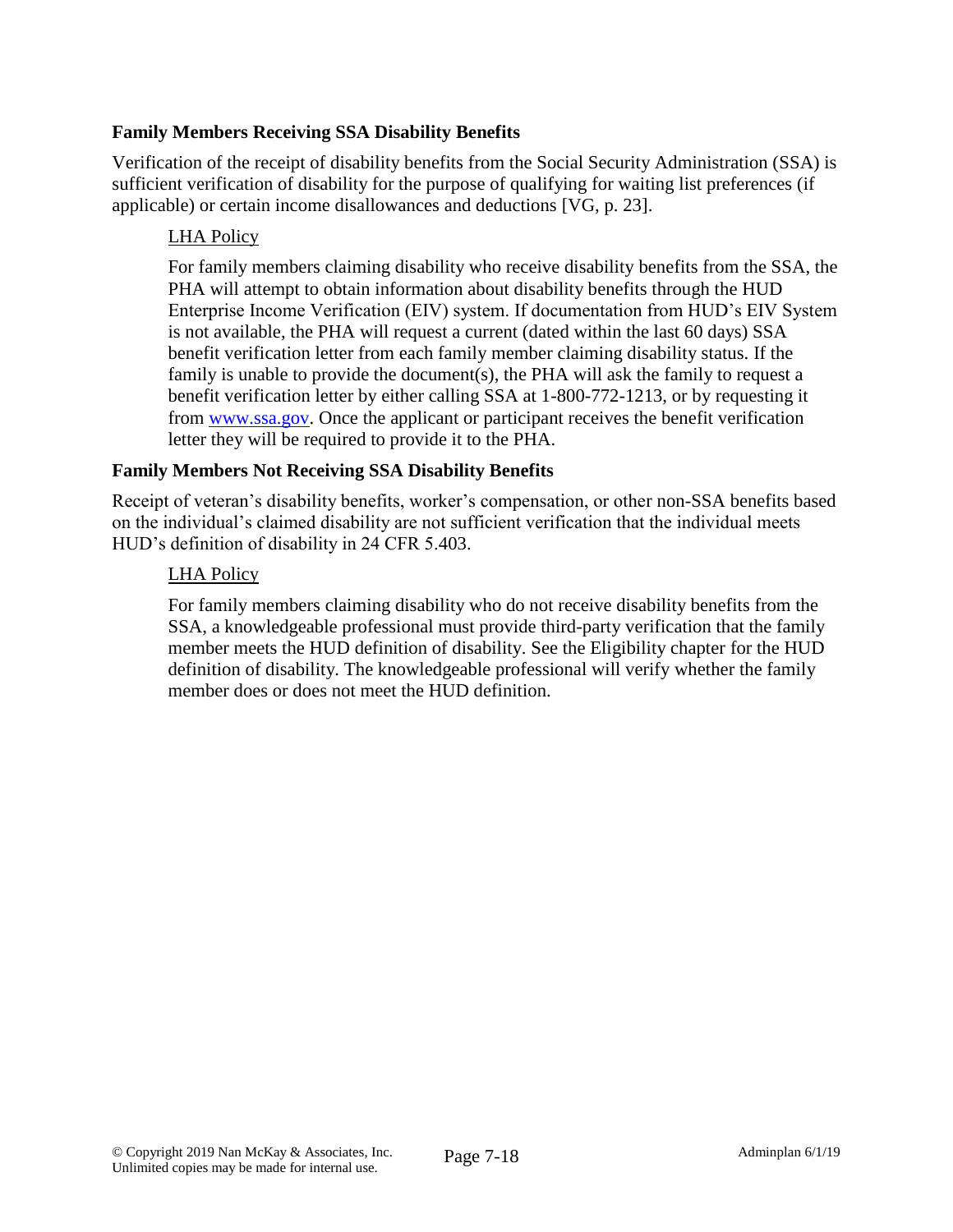### Family Members Receiving SSA Disability Benefits

Verification of the receipt of disability benefits from the Social Security Administration (SSA) is sufficient verification of disability for the purpose of qualifying for waiting list preferences (if applicable) or certain income disallowances and deductions [VG, p. 23].

> LHA Policy
>
> For family members claiming disability who receive disability benefits from the SSA, the PHA will attempt to obtain information about disability benefits through the HUD Enterprise Income Verification (EIV) system. If documentation from HUD's EIV System is not available, the PHA will request a current (dated within the last 60 days) SSA benefit verification letter from each family member claiming disability status. If the family is unable to provide the document(s), the PHA will ask the family to request a benefit verification letter by either calling SSA at 1-800-772-1213, or by requesting it from www.ssa.gov. Once the applicant or participant receives the benefit verification letter they will be required to provide it to the PHA.

### Family Members Not Receiving SSA Disability Benefits

Receipt of veteran's disability benefits, worker's compensation, or other non-SSA benefits based on the individual's claimed disability are not sufficient verification that the individual meets HUD's definition of disability in 24 CFR 5.403.

> LHA Policy
>
> For family members claiming disability who do not receive disability benefits from the SSA, a knowledgeable professional must provide third-party verification that the family member meets the HUD definition of disability. See the Eligibility chapter for the HUD definition of disability. The knowledgeable professional will verify whether the family member does or does not meet the HUD definition.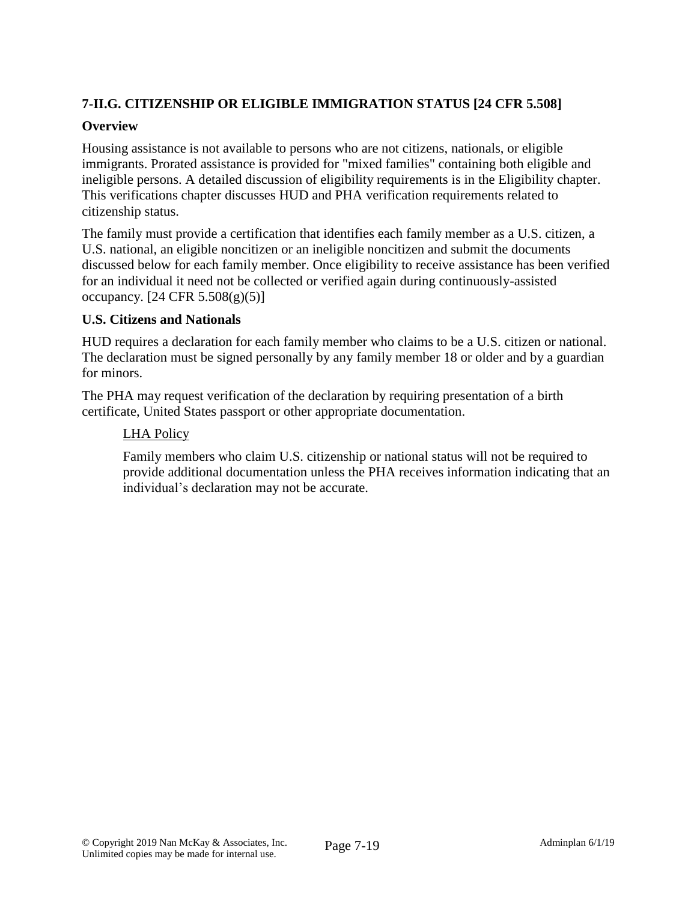## 7-II.G. CITIZENSHIP OR ELIGIBLE IMMIGRATION STATUS [24 CFR 5.508]

### Overview

Housing assistance is not available to persons who are not citizens, nationals, or eligible immigrants. Prorated assistance is provided for "mixed families" containing both eligible and ineligible persons. A detailed discussion of eligibility requirements is in the Eligibility chapter. This verifications chapter discusses HUD and PHA verification requirements related to citizenship status.

The family must provide a certification that identifies each family member as a U.S. citizen, a U.S. national, an eligible noncitizen or an ineligible noncitizen and submit the documents discussed below for each family member. Once eligibility to receive assistance has been verified for an individual it need not be collected or verified again during continuously-assisted occupancy. [24 CFR 5.508(g)(5)]

### U.S. Citizens and Nationals

HUD requires a declaration for each family member who claims to be a U.S. citizen or national. The declaration must be signed personally by any family member 18 or older and by a guardian for minors.

The PHA may request verification of the declaration by requiring presentation of a birth certificate, United States passport or other appropriate documentation.

> <u>LHA Policy</u>
>
> Family members who claim U.S. citizenship or national status will not be required to provide additional documentation unless the PHA receives information indicating that an individual's declaration may not be accurate.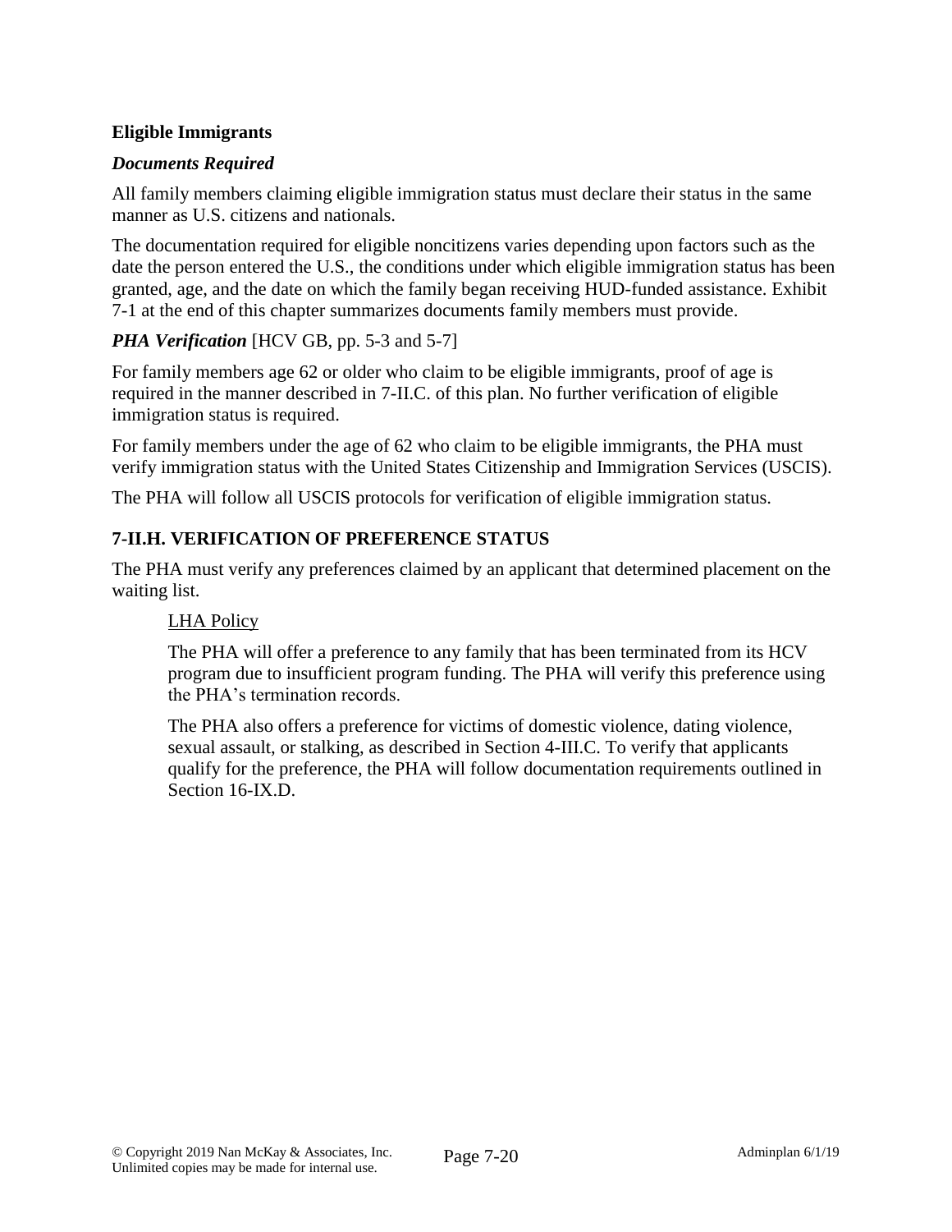**Eligible Immigrants**

***Documents Required***

All family members claiming eligible immigration status must declare their status in the same manner as U.S. citizens and nationals.

The documentation required for eligible noncitizens varies depending upon factors such as the date the person entered the U.S., the conditions under which eligible immigration status has been granted, age, and the date on which the family began receiving HUD-funded assistance. Exhibit 7-1 at the end of this chapter summarizes documents family members must provide.

***PHA Verification*** [HCV GB, pp. 5-3 and 5-7]

For family members age 62 or older who claim to be eligible immigrants, proof of age is required in the manner described in 7-II.C. of this plan. No further verification of eligible immigration status is required.

For family members under the age of 62 who claim to be eligible immigrants, the PHA must verify immigration status with the United States Citizenship and Immigration Services (USCIS).

The PHA will follow all USCIS protocols for verification of eligible immigration status.

## 7-II.H. VERIFICATION OF PREFERENCE STATUS

The PHA must verify any preferences claimed by an applicant that determined placement on the waiting list.

<u>LHA Policy</u>

The PHA will offer a preference to any family that has been terminated from its HCV program due to insufficient program funding. The PHA will verify this preference using the PHA's termination records.

The PHA also offers a preference for victims of domestic violence, dating violence, sexual assault, or stalking, as described in Section 4-III.C. To verify that applicants qualify for the preference, the PHA will follow documentation requirements outlined in Section 16-IX.D.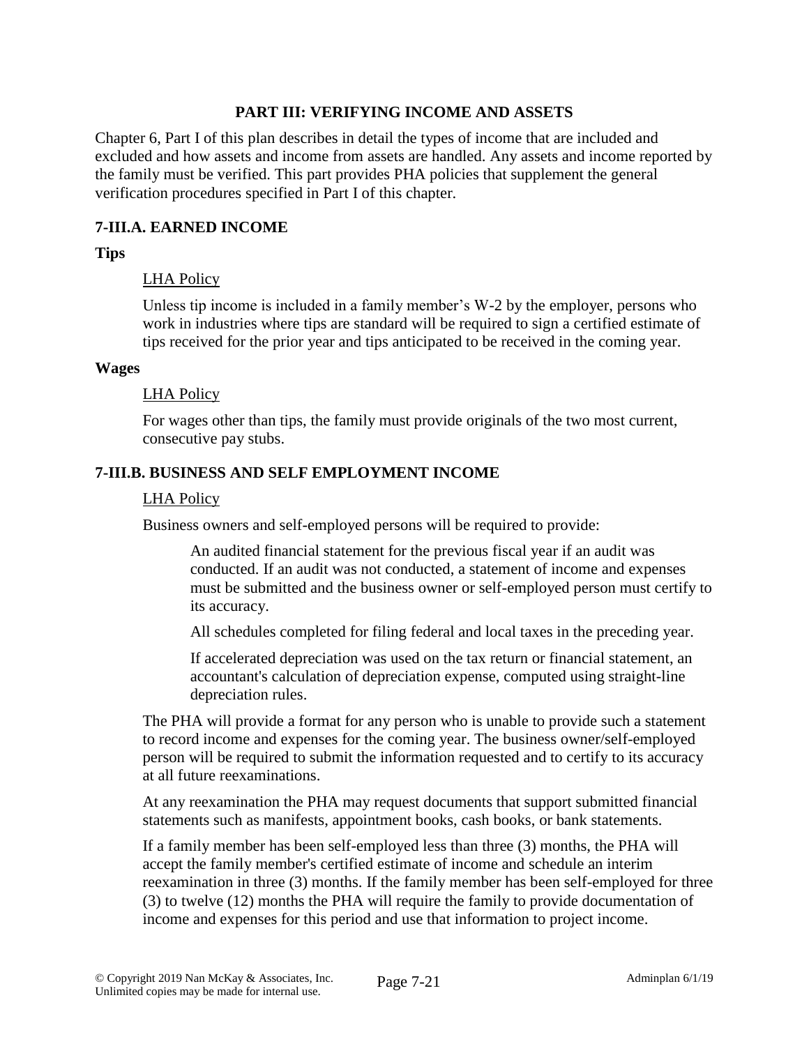## PART III: VERIFYING INCOME AND ASSETS

Chapter 6, Part I of this plan describes in detail the types of income that are included and excluded and how assets and income from assets are handled. Any assets and income reported by the family must be verified. This part provides PHA policies that supplement the general verification procedures specified in Part I of this chapter.

### 7-III.A. EARNED INCOME

**Tips**

<u>LHA Policy</u>

Unless tip income is included in a family member's W-2 by the employer, persons who work in industries where tips are standard will be required to sign a certified estimate of tips received for the prior year and tips anticipated to be received in the coming year.

**Wages**

<u>LHA Policy</u>

For wages other than tips, the family must provide originals of the two most current, consecutive pay stubs.

### 7-III.B. BUSINESS AND SELF EMPLOYMENT INCOME

<u>LHA Policy</u>

Business owners and self-employed persons will be required to provide:

> An audited financial statement for the previous fiscal year if an audit was conducted. If an audit was not conducted, a statement of income and expenses must be submitted and the business owner or self-employed person must certify to its accuracy.
>
> All schedules completed for filing federal and local taxes in the preceding year.
>
> If accelerated depreciation was used on the tax return or financial statement, an accountant's calculation of depreciation expense, computed using straight-line depreciation rules.

The PHA will provide a format for any person who is unable to provide such a statement to record income and expenses for the coming year. The business owner/self-employed person will be required to submit the information requested and to certify to its accuracy at all future reexaminations.

At any reexamination the PHA may request documents that support submitted financial statements such as manifests, appointment books, cash books, or bank statements.

If a family member has been self-employed less than three (3) months, the PHA will accept the family member's certified estimate of income and schedule an interim reexamination in three (3) months. If the family member has been self-employed for three (3) to twelve (12) months the PHA will require the family to provide documentation of income and expenses for this period and use that information to project income.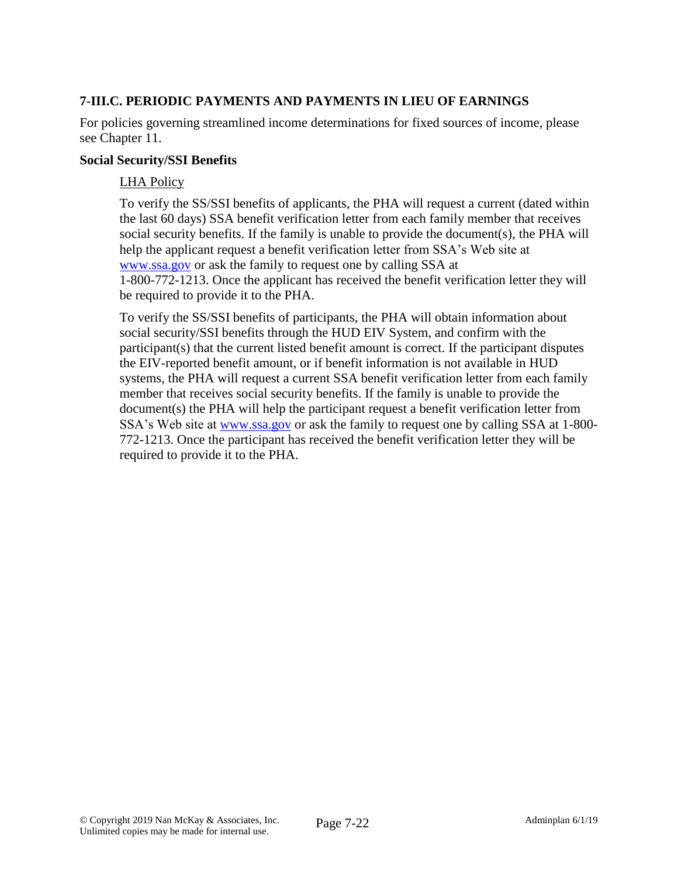## 7-III.C. PERIODIC PAYMENTS AND PAYMENTS IN LIEU OF EARNINGS

For policies governing streamlined income determinations for fixed sources of income, please see Chapter 11.

### Social Security/SSI Benefits

LHA Policy

To verify the SS/SSI benefits of applicants, the PHA will request a current (dated within the last 60 days) SSA benefit verification letter from each family member that receives social security benefits. If the family is unable to provide the document(s), the PHA will help the applicant request a benefit verification letter from SSA's Web site at www.ssa.gov or ask the family to request one by calling SSA at 1-800-772-1213. Once the applicant has received the benefit verification letter they will be required to provide it to the PHA.

To verify the SS/SSI benefits of participants, the PHA will obtain information about social security/SSI benefits through the HUD EIV System, and confirm with the participant(s) that the current listed benefit amount is correct. If the participant disputes the EIV-reported benefit amount, or if benefit information is not available in HUD systems, the PHA will request a current SSA benefit verification letter from each family member that receives social security benefits. If the family is unable to provide the document(s) the PHA will help the participant request a benefit verification letter from SSA's Web site at www.ssa.gov or ask the family to request one by calling SSA at 1-800-772-1213. Once the participant has received the benefit verification letter they will be required to provide it to the PHA.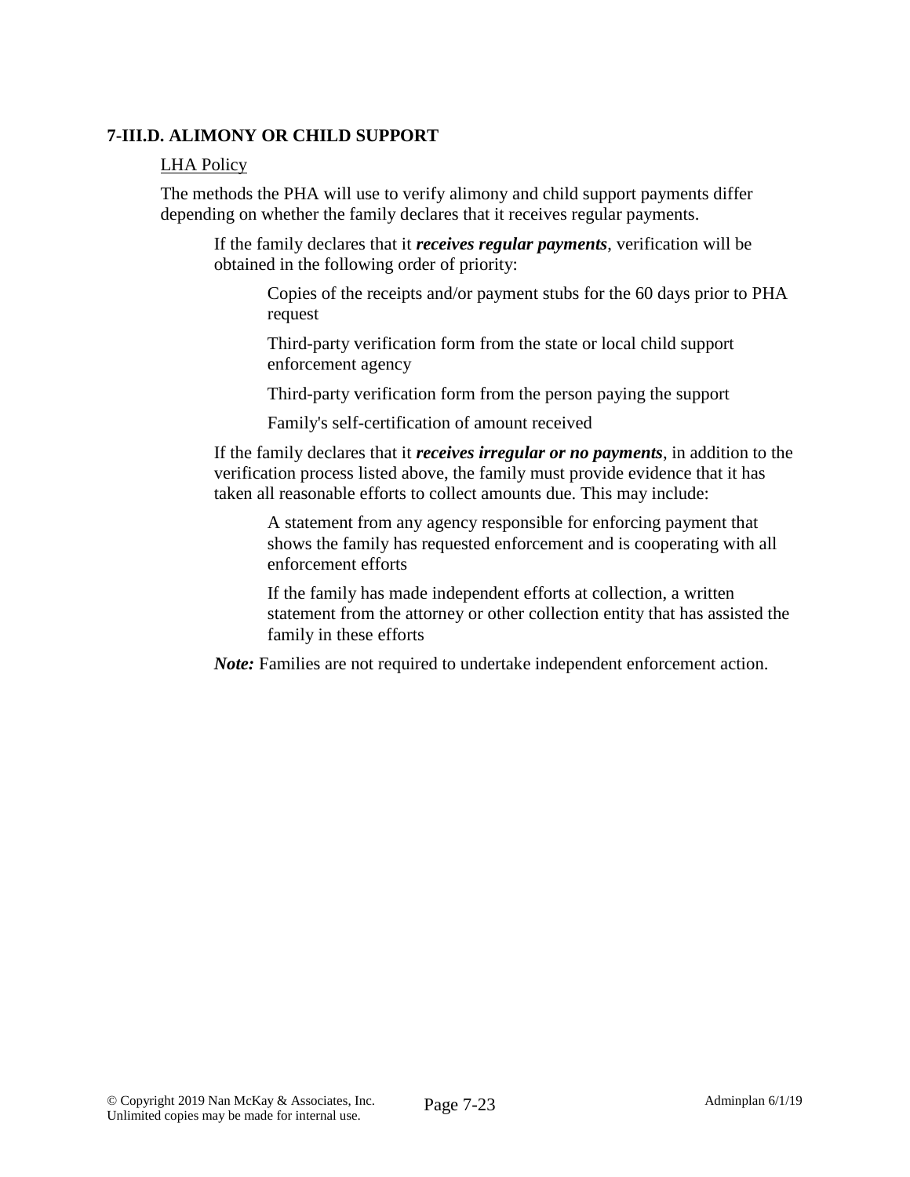### 7-III.D. ALIMONY OR CHILD SUPPORT

LHA Policy

The methods the PHA will use to verify alimony and child support payments differ depending on whether the family declares that it receives regular payments.

If the family declares that it ***receives regular payments***, verification will be obtained in the following order of priority:

- Copies of the receipts and/or payment stubs for the 60 days prior to PHA request
- Third-party verification form from the state or local child support enforcement agency
- Third-party verification form from the person paying the support
- Family's self-certification of amount received

If the family declares that it ***receives irregular or no payments***, in addition to the verification process listed above, the family must provide evidence that it has taken all reasonable efforts to collect amounts due. This may include:

- A statement from any agency responsible for enforcing payment that shows the family has requested enforcement and is cooperating with all enforcement efforts
- If the family has made independent efforts at collection, a written statement from the attorney or other collection entity that has assisted the family in these efforts

***Note:*** Families are not required to undertake independent enforcement action.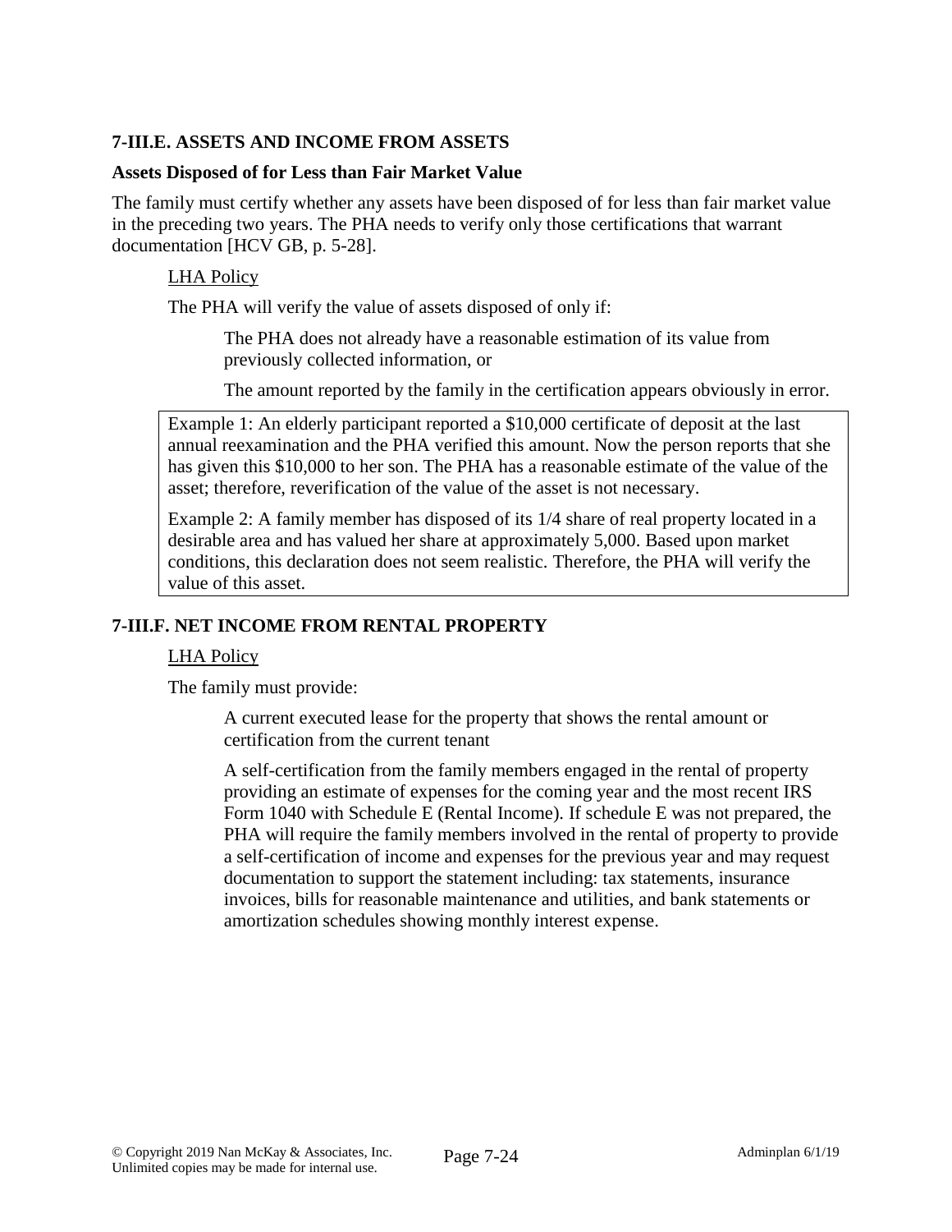### 7-III.E. ASSETS AND INCOME FROM ASSETS

**Assets Disposed of for Less than Fair Market Value**

The family must certify whether any assets have been disposed of for less than fair market value in the preceding two years. The PHA needs to verify only those certifications that warrant documentation [HCV GB, p. 5-28].

LHA Policy

The PHA will verify the value of assets disposed of only if:

The PHA does not already have a reasonable estimation of its value from previously collected information, or

The amount reported by the family in the certification appears obviously in error.

> Example 1: An elderly participant reported a $10,000 certificate of deposit at the last annual reexamination and the PHA verified this amount. Now the person reports that she has given this $10,000 to her son. The PHA has a reasonable estimate of the value of the asset; therefore, reverification of the value of the asset is not necessary.
>
> Example 2: A family member has disposed of its 1/4 share of real property located in a desirable area and has valued her share at approximately 5,000. Based upon market conditions, this declaration does not seem realistic. Therefore, the PHA will verify the value of this asset.

### 7-III.F. NET INCOME FROM RENTAL PROPERTY

LHA Policy

The family must provide:

A current executed lease for the property that shows the rental amount or certification from the current tenant

A self-certification from the family members engaged in the rental of property providing an estimate of expenses for the coming year and the most recent IRS Form 1040 with Schedule E (Rental Income). If schedule E was not prepared, the PHA will require the family members involved in the rental of property to provide a self-certification of income and expenses for the previous year and may request documentation to support the statement including: tax statements, insurance invoices, bills for reasonable maintenance and utilities, and bank statements or amortization schedules showing monthly interest expense.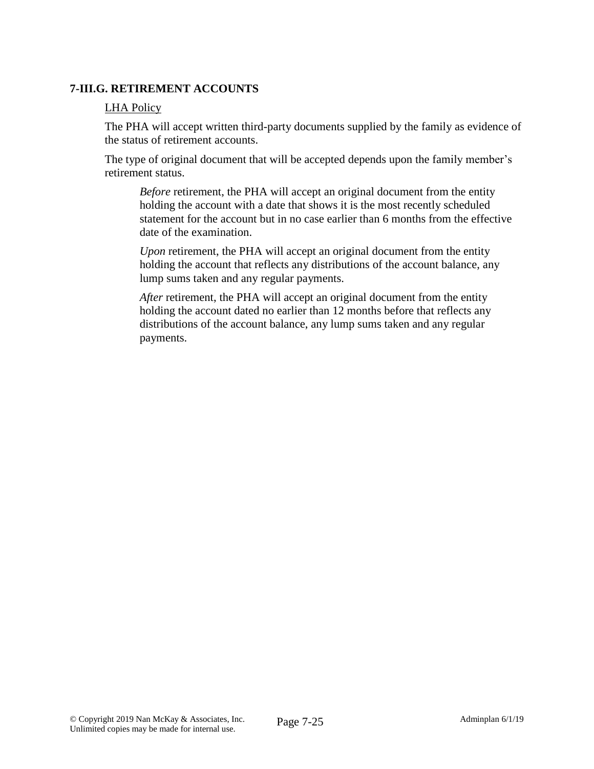### 7-III.G. RETIREMENT ACCOUNTS

LHA Policy

The PHA will accept written third-party documents supplied by the family as evidence of the status of retirement accounts.

The type of original document that will be accepted depends upon the family member's retirement status.

> *Before* retirement, the PHA will accept an original document from the entity holding the account with a date that shows it is the most recently scheduled statement for the account but in no case earlier than 6 months from the effective date of the examination.
>
> *Upon* retirement, the PHA will accept an original document from the entity holding the account that reflects any distributions of the account balance, any lump sums taken and any regular payments.
>
> *After* retirement, the PHA will accept an original document from the entity holding the account dated no earlier than 12 months before that reflects any distributions of the account balance, any lump sums taken and any regular payments.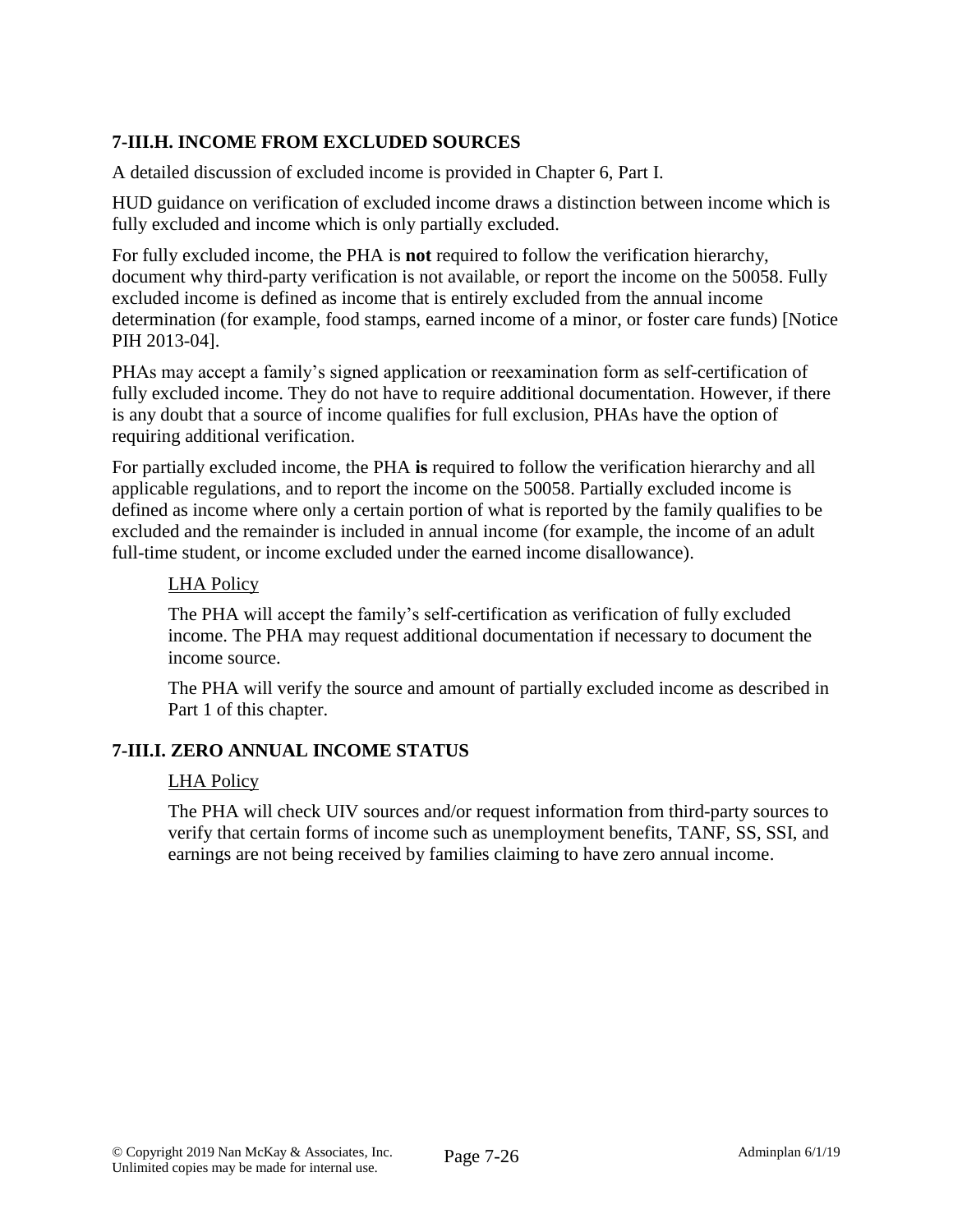## 7-III.H. INCOME FROM EXCLUDED SOURCES

A detailed discussion of excluded income is provided in Chapter 6, Part I.

HUD guidance on verification of excluded income draws a distinction between income which is fully excluded and income which is only partially excluded.

For fully excluded income, the PHA is **not** required to follow the verification hierarchy, document why third-party verification is not available, or report the income on the 50058. Fully excluded income is defined as income that is entirely excluded from the annual income determination (for example, food stamps, earned income of a minor, or foster care funds) [Notice PIH 2013-04].

PHAs may accept a family's signed application or reexamination form as self-certification of fully excluded income. They do not have to require additional documentation. However, if there is any doubt that a source of income qualifies for full exclusion, PHAs have the option of requiring additional verification.

For partially excluded income, the PHA **is** required to follow the verification hierarchy and all applicable regulations, and to report the income on the 50058. Partially excluded income is defined as income where only a certain portion of what is reported by the family qualifies to be excluded and the remainder is included in annual income (for example, the income of an adult full-time student, or income excluded under the earned income disallowance).

> <u>LHA Policy</u>
>
> The PHA will accept the family's self-certification as verification of fully excluded income. The PHA may request additional documentation if necessary to document the income source.
>
> The PHA will verify the source and amount of partially excluded income as described in Part 1 of this chapter.

## 7-III.I. ZERO ANNUAL INCOME STATUS

> <u>LHA Policy</u>
>
> The PHA will check UIV sources and/or request information from third-party sources to verify that certain forms of income such as unemployment benefits, TANF, SS, SSI, and earnings are not being received by families claiming to have zero annual income.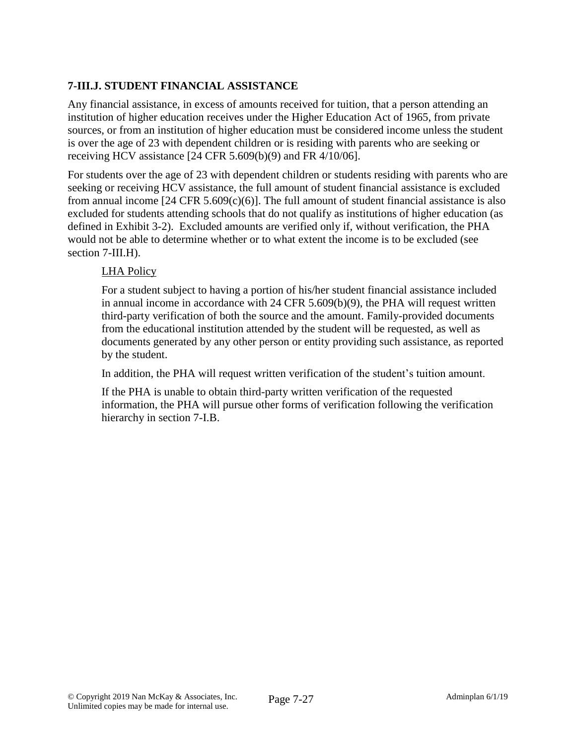### 7-III.J. STUDENT FINANCIAL ASSISTANCE

Any financial assistance, in excess of amounts received for tuition, that a person attending an institution of higher education receives under the Higher Education Act of 1965, from private sources, or from an institution of higher education must be considered income unless the student is over the age of 23 with dependent children or is residing with parents who are seeking or receiving HCV assistance [24 CFR 5.609(b)(9) and FR 4/10/06].

For students over the age of 23 with dependent children or students residing with parents who are seeking or receiving HCV assistance, the full amount of student financial assistance is excluded from annual income [24 CFR 5.609(c)(6)]. The full amount of student financial assistance is also excluded for students attending schools that do not qualify as institutions of higher education (as defined in Exhibit 3-2). Excluded amounts are verified only if, without verification, the PHA would not be able to determine whether or to what extent the income is to be excluded (see section 7-III.H).

> LHA Policy
>
> For a student subject to having a portion of his/her student financial assistance included in annual income in accordance with 24 CFR 5.609(b)(9), the PHA will request written third-party verification of both the source and the amount. Family-provided documents from the educational institution attended by the student will be requested, as well as documents generated by any other person or entity providing such assistance, as reported by the student.
>
> In addition, the PHA will request written verification of the student's tuition amount.
>
> If the PHA is unable to obtain third-party written verification of the requested information, the PHA will pursue other forms of verification following the verification hierarchy in section 7-I.B.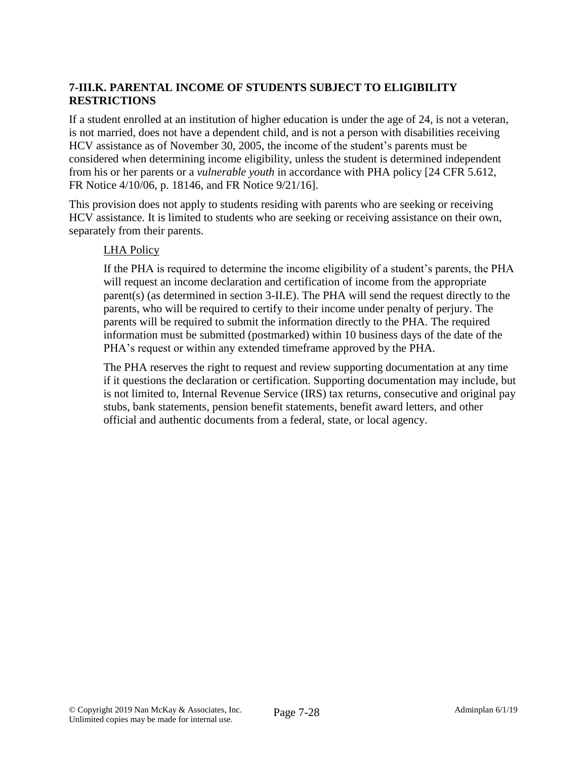### 7-III.K. PARENTAL INCOME OF STUDENTS SUBJECT TO ELIGIBILITY RESTRICTIONS

If a student enrolled at an institution of higher education is under the age of 24, is not a veteran, is not married, does not have a dependent child, and is not a person with disabilities receiving HCV assistance as of November 30, 2005, the income of the student's parents must be considered when determining income eligibility, unless the student is determined independent from his or her parents or a *vulnerable youth* in accordance with PHA policy [24 CFR 5.612, FR Notice 4/10/06, p. 18146, and FR Notice 9/21/16].

This provision does not apply to students residing with parents who are seeking or receiving HCV assistance. It is limited to students who are seeking or receiving assistance on their own, separately from their parents.

<u>LHA Policy</u>

If the PHA is required to determine the income eligibility of a student's parents, the PHA will request an income declaration and certification of income from the appropriate parent(s) (as determined in section 3-II.E). The PHA will send the request directly to the parents, who will be required to certify to their income under penalty of perjury. The parents will be required to submit the information directly to the PHA. The required information must be submitted (postmarked) within 10 business days of the date of the PHA's request or within any extended timeframe approved by the PHA.

The PHA reserves the right to request and review supporting documentation at any time if it questions the declaration or certification. Supporting documentation may include, but is not limited to, Internal Revenue Service (IRS) tax returns, consecutive and original pay stubs, bank statements, pension benefit statements, benefit award letters, and other official and authentic documents from a federal, state, or local agency.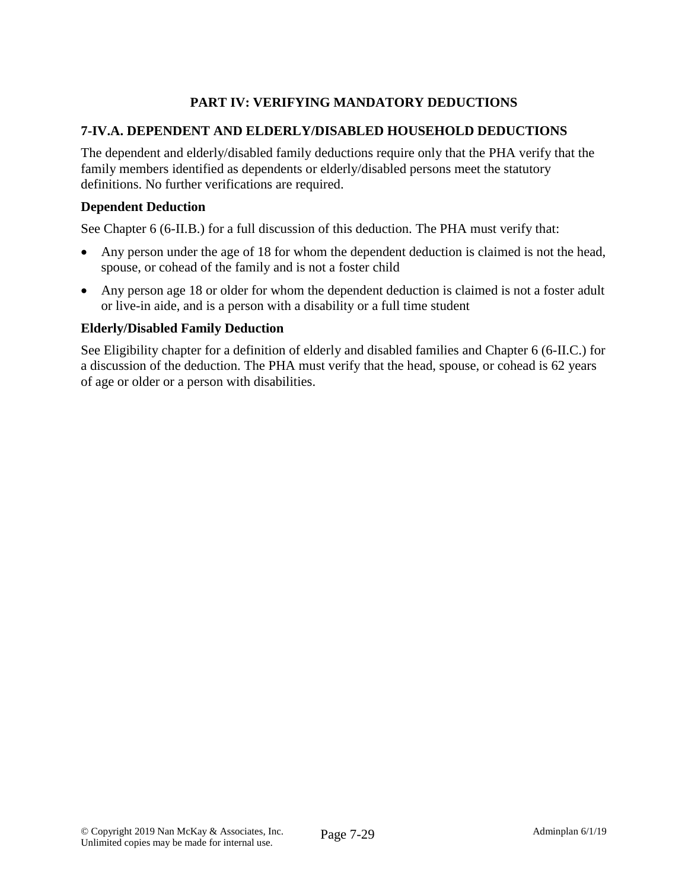## PART IV: VERIFYING MANDATORY DEDUCTIONS

### 7-IV.A. DEPENDENT AND ELDERLY/DISABLED HOUSEHOLD DEDUCTIONS

The dependent and elderly/disabled family deductions require only that the PHA verify that the family members identified as dependents or elderly/disabled persons meet the statutory definitions. No further verifications are required.

**Dependent Deduction**

See Chapter 6 (6-II.B.) for a full discussion of this deduction. The PHA must verify that:

- Any person under the age of 18 for whom the dependent deduction is claimed is not the head, spouse, or cohead of the family and is not a foster child
- Any person age 18 or older for whom the dependent deduction is claimed is not a foster adult or live-in aide, and is a person with a disability or a full time student

**Elderly/Disabled Family Deduction**

See Eligibility chapter for a definition of elderly and disabled families and Chapter 6 (6-II.C.) for a discussion of the deduction. The PHA must verify that the head, spouse, or cohead is 62 years of age or older or a person with disabilities.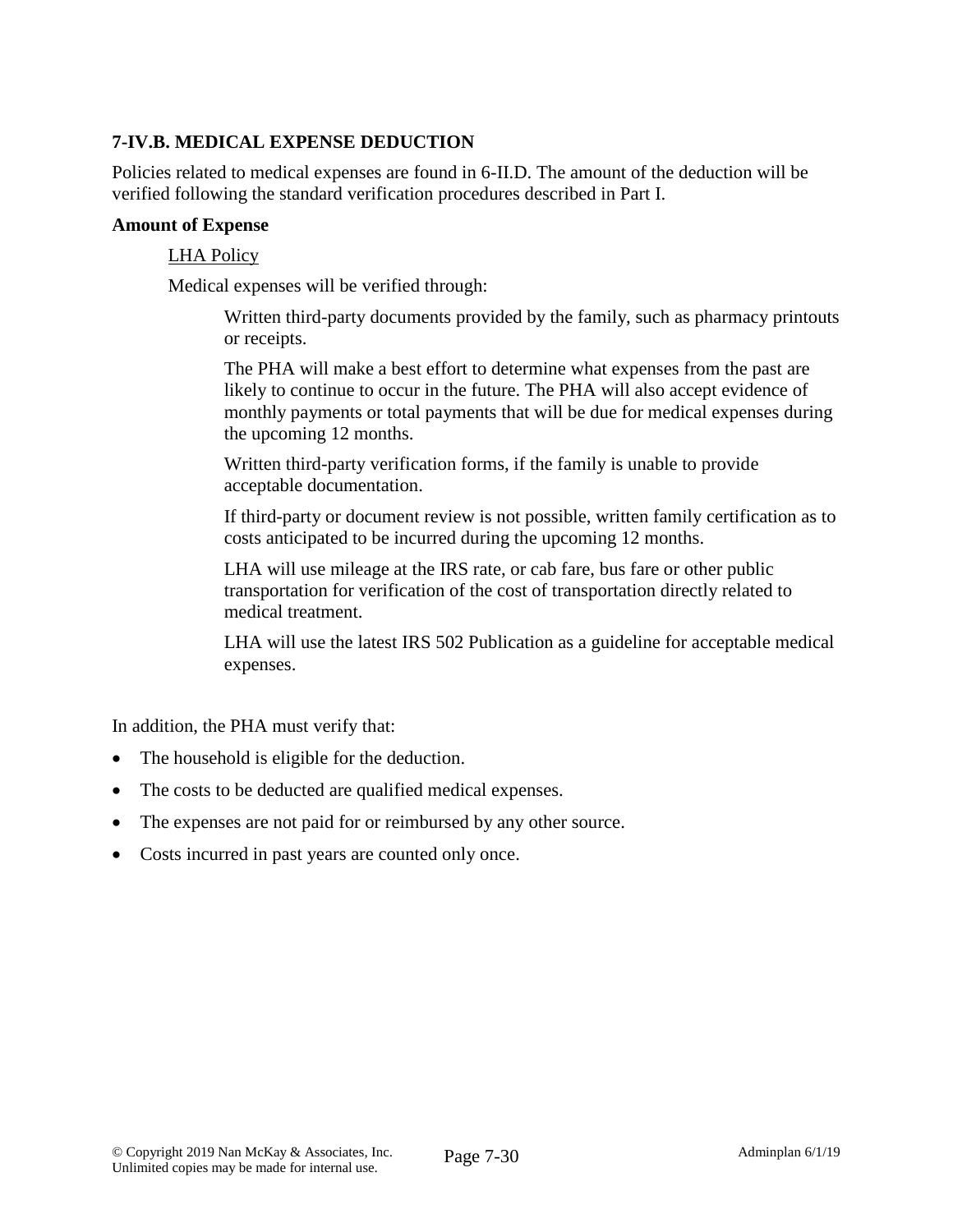### 7-IV.B. MEDICAL EXPENSE DEDUCTION

Policies related to medical expenses are found in 6-II.D. The amount of the deduction will be verified following the standard verification procedures described in Part I.

**Amount of Expense**

<u>LHA Policy</u>

Medical expenses will be verified through:

Written third-party documents provided by the family, such as pharmacy printouts or receipts.

The PHA will make a best effort to determine what expenses from the past are likely to continue to occur in the future. The PHA will also accept evidence of monthly payments or total payments that will be due for medical expenses during the upcoming 12 months.

Written third-party verification forms, if the family is unable to provide acceptable documentation.

If third-party or document review is not possible, written family certification as to costs anticipated to be incurred during the upcoming 12 months.

LHA will use mileage at the IRS rate, or cab fare, bus fare or other public transportation for verification of the cost of transportation directly related to medical treatment.

LHA will use the latest IRS 502 Publication as a guideline for acceptable medical expenses.

In addition, the PHA must verify that:

- The household is eligible for the deduction.
- The costs to be deducted are qualified medical expenses.
- The expenses are not paid for or reimbursed by any other source.
- Costs incurred in past years are counted only once.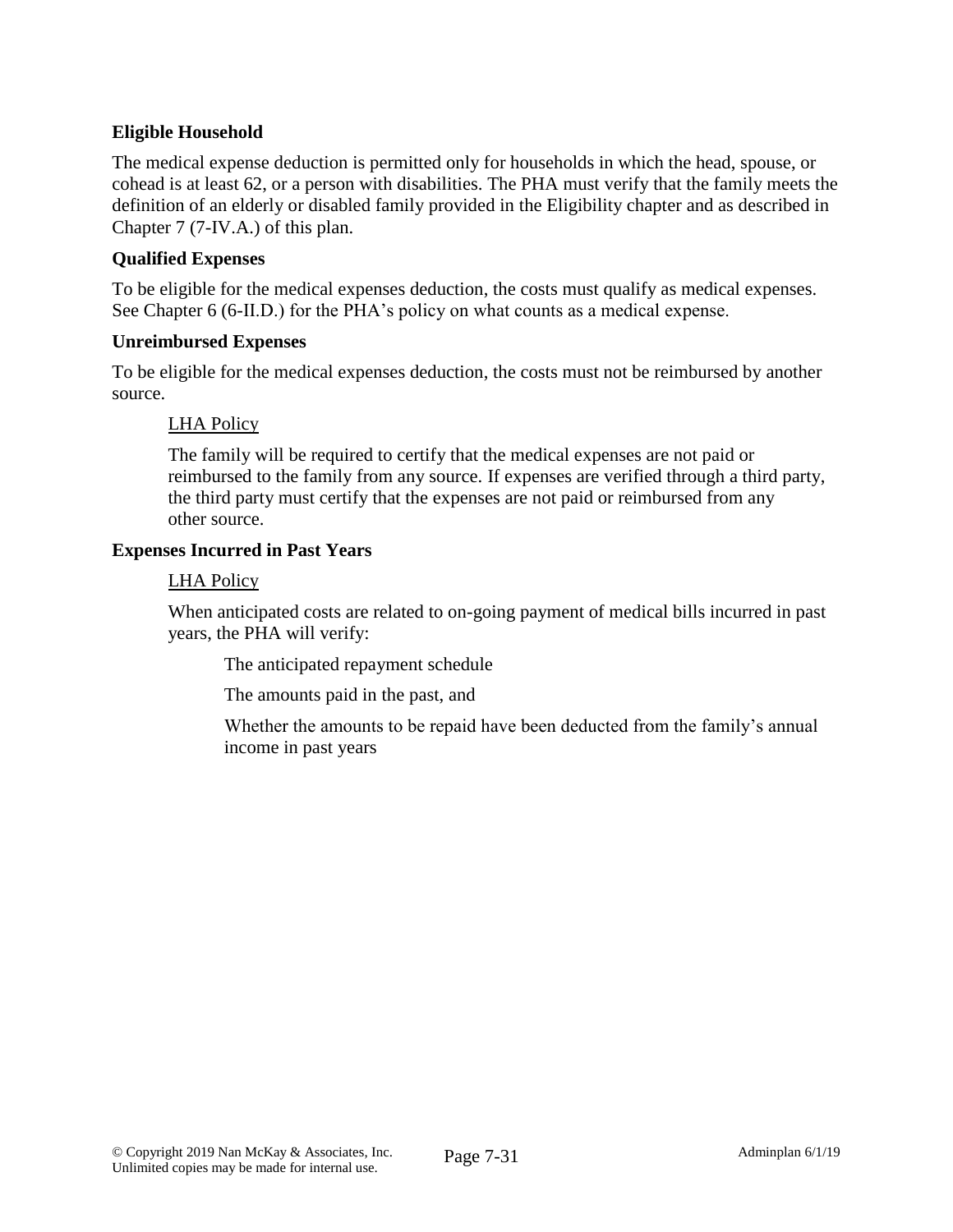**Eligible Household**

The medical expense deduction is permitted only for households in which the head, spouse, or cohead is at least 62, or a person with disabilities. The PHA must verify that the family meets the definition of an elderly or disabled family provided in the Eligibility chapter and as described in Chapter 7 (7-IV.A.) of this plan.

**Qualified Expenses**

To be eligible for the medical expenses deduction, the costs must qualify as medical expenses. See Chapter 6 (6-II.D.) for the PHA's policy on what counts as a medical expense.

**Unreimbursed Expenses**

To be eligible for the medical expenses deduction, the costs must not be reimbursed by another source.

> LHA Policy
>
> The family will be required to certify that the medical expenses are not paid or reimbursed to the family from any source. If expenses are verified through a third party, the third party must certify that the expenses are not paid or reimbursed from any other source.

**Expenses Incurred in Past Years**

> LHA Policy
>
> When anticipated costs are related to on-going payment of medical bills incurred in past years, the PHA will verify:
>
> > The anticipated repayment schedule
> >
> > The amounts paid in the past, and
> >
> > Whether the amounts to be repaid have been deducted from the family's annual income in past years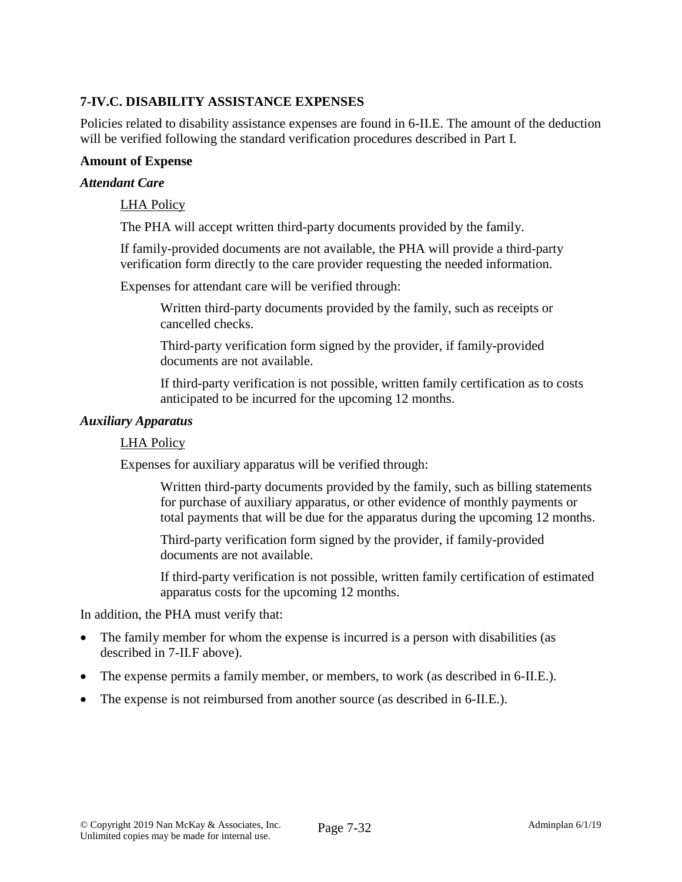### 7-IV.C. DISABILITY ASSISTANCE EXPENSES

Policies related to disability assistance expenses are found in 6-II.E. The amount of the deduction will be verified following the standard verification procedures described in Part I.

**Amount of Expense**

***Attendant Care***

LHA Policy

The PHA will accept written third-party documents provided by the family.

If family-provided documents are not available, the PHA will provide a third-party verification form directly to the care provider requesting the needed information.

Expenses for attendant care will be verified through:

Written third-party documents provided by the family, such as receipts or cancelled checks.

Third-party verification form signed by the provider, if family-provided documents are not available.

If third-party verification is not possible, written family certification as to costs anticipated to be incurred for the upcoming 12 months.

***Auxiliary Apparatus***

LHA Policy

Expenses for auxiliary apparatus will be verified through:

Written third-party documents provided by the family, such as billing statements for purchase of auxiliary apparatus, or other evidence of monthly payments or total payments that will be due for the apparatus during the upcoming 12 months.

Third-party verification form signed by the provider, if family-provided documents are not available.

If third-party verification is not possible, written family certification of estimated apparatus costs for the upcoming 12 months.

In addition, the PHA must verify that:

- The family member for whom the expense is incurred is a person with disabilities (as described in 7-II.F above).
- The expense permits a family member, or members, to work (as described in 6-II.E.).
- The expense is not reimbursed from another source (as described in 6-II.E.).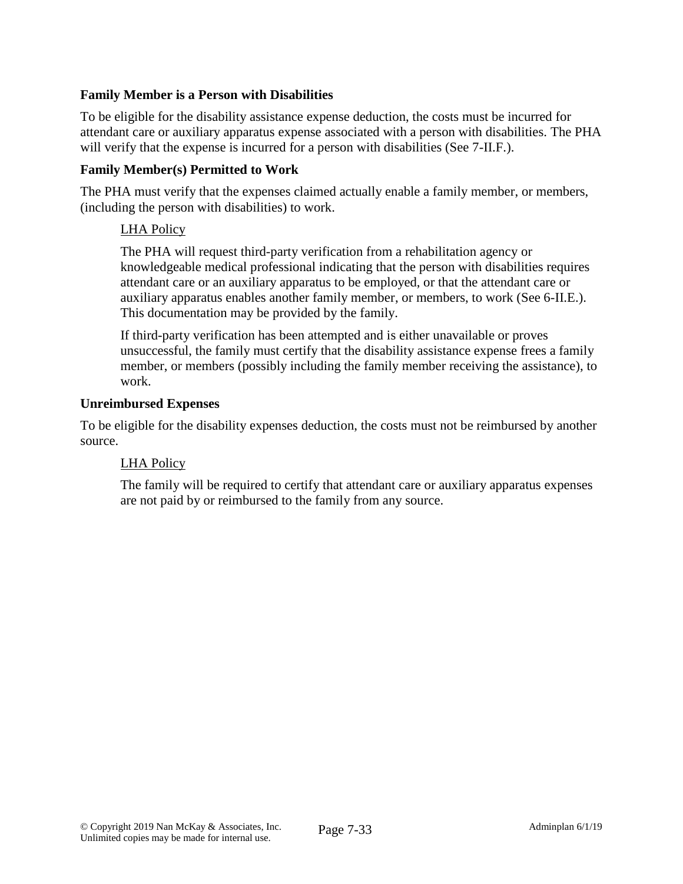**Family Member is a Person with Disabilities**

To be eligible for the disability assistance expense deduction, the costs must be incurred for attendant care or auxiliary apparatus expense associated with a person with disabilities. The PHA will verify that the expense is incurred for a person with disabilities (See 7-II.F.).

**Family Member(s) Permitted to Work**

The PHA must verify that the expenses claimed actually enable a family member, or members, (including the person with disabilities) to work.

> <u>LHA Policy</u>
>
> The PHA will request third-party verification from a rehabilitation agency or knowledgeable medical professional indicating that the person with disabilities requires attendant care or an auxiliary apparatus to be employed, or that the attendant care or auxiliary apparatus enables another family member, or members, to work (See 6-II.E.). This documentation may be provided by the family.
>
> If third-party verification has been attempted and is either unavailable or proves unsuccessful, the family must certify that the disability assistance expense frees a family member, or members (possibly including the family member receiving the assistance), to work.

**Unreimbursed Expenses**

To be eligible for the disability expenses deduction, the costs must not be reimbursed by another source.

> <u>LHA Policy</u>
>
> The family will be required to certify that attendant care or auxiliary apparatus expenses are not paid by or reimbursed to the family from any source.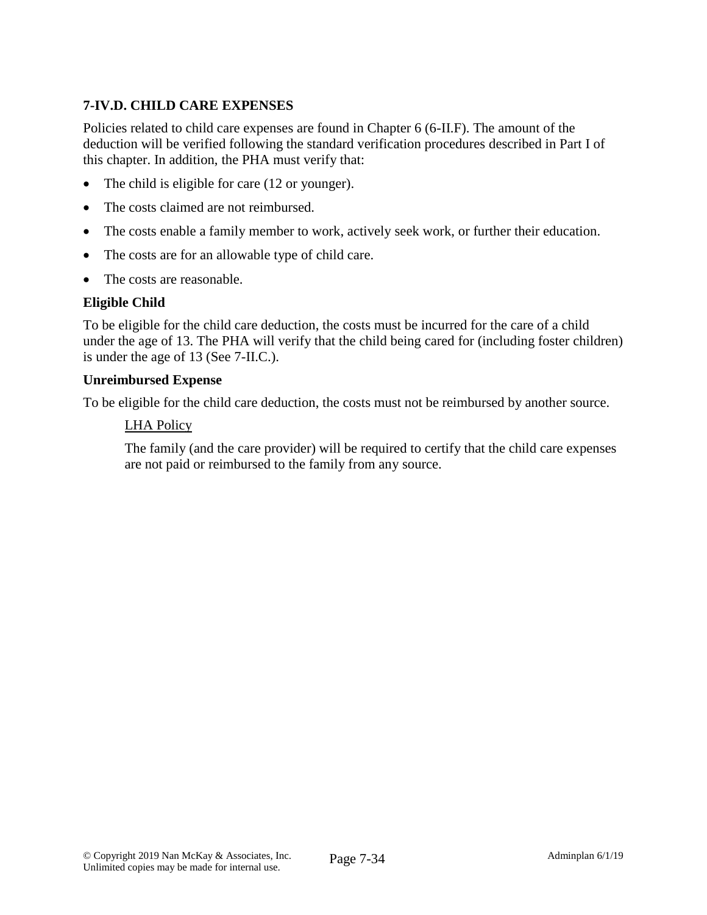### 7-IV.D. CHILD CARE EXPENSES

Policies related to child care expenses are found in Chapter 6 (6-II.F). The amount of the deduction will be verified following the standard verification procedures described in Part I of this chapter. In addition, the PHA must verify that:

- The child is eligible for care (12 or younger).
- The costs claimed are not reimbursed.
- The costs enable a family member to work, actively seek work, or further their education.
- The costs are for an allowable type of child care.
- The costs are reasonable.

**Eligible Child**

To be eligible for the child care deduction, the costs must be incurred for the care of a child under the age of 13. The PHA will verify that the child being cared for (including foster children) is under the age of 13 (See 7-II.C.).

**Unreimbursed Expense**

To be eligible for the child care deduction, the costs must not be reimbursed by another source.

> <u>LHA Policy</u>
>
> The family (and the care provider) will be required to certify that the child care expenses are not paid or reimbursed to the family from any source.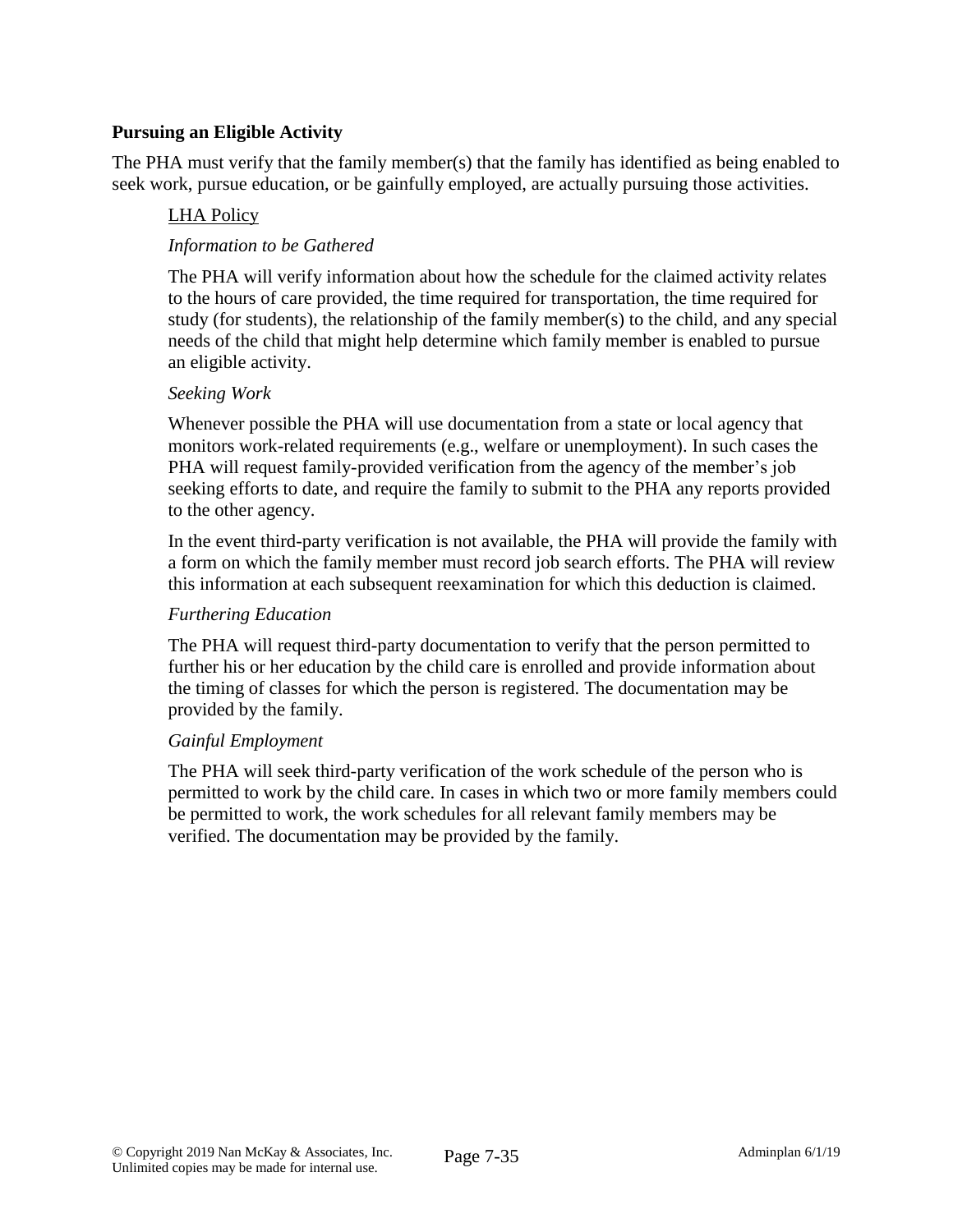**Pursuing an Eligible Activity**

The PHA must verify that the family member(s) that the family has identified as being enabled to seek work, pursue education, or be gainfully employed, are actually pursuing those activities.

<u>LHA Policy</u>

*Information to be Gathered*

The PHA will verify information about how the schedule for the claimed activity relates to the hours of care provided, the time required for transportation, the time required for study (for students), the relationship of the family member(s) to the child, and any special needs of the child that might help determine which family member is enabled to pursue an eligible activity.

*Seeking Work*

Whenever possible the PHA will use documentation from a state or local agency that monitors work-related requirements (e.g., welfare or unemployment). In such cases the PHA will request family-provided verification from the agency of the member's job seeking efforts to date, and require the family to submit to the PHA any reports provided to the other agency.

In the event third-party verification is not available, the PHA will provide the family with a form on which the family member must record job search efforts. The PHA will review this information at each subsequent reexamination for which this deduction is claimed.

*Furthering Education*

The PHA will request third-party documentation to verify that the person permitted to further his or her education by the child care is enrolled and provide information about the timing of classes for which the person is registered. The documentation may be provided by the family.

*Gainful Employment*

The PHA will seek third-party verification of the work schedule of the person who is permitted to work by the child care. In cases in which two or more family members could be permitted to work, the work schedules for all relevant family members may be verified. The documentation may be provided by the family.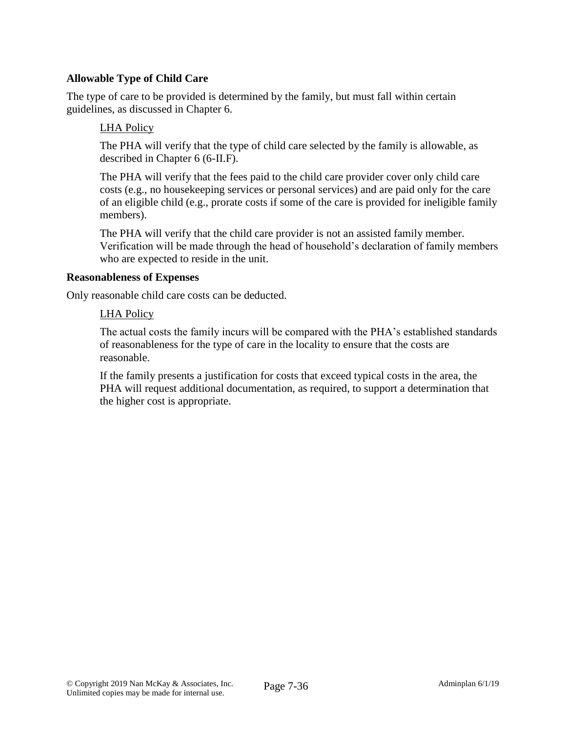**Allowable Type of Child Care**

The type of care to be provided is determined by the family, but must fall within certain guidelines, as discussed in Chapter 6.

> <u>LHA Policy</u>
>
> The PHA will verify that the type of child care selected by the family is allowable, as described in Chapter 6 (6-II.F).
>
> The PHA will verify that the fees paid to the child care provider cover only child care costs (e.g., no housekeeping services or personal services) and are paid only for the care of an eligible child (e.g., prorate costs if some of the care is provided for ineligible family members).
>
> The PHA will verify that the child care provider is not an assisted family member. Verification will be made through the head of household's declaration of family members who are expected to reside in the unit.

**Reasonableness of Expenses**

Only reasonable child care costs can be deducted.

> <u>LHA Policy</u>
>
> The actual costs the family incurs will be compared with the PHA's established standards of reasonableness for the type of care in the locality to ensure that the costs are reasonable.
>
> If the family presents a justification for costs that exceed typical costs in the area, the PHA will request additional documentation, as required, to support a determination that the higher cost is appropriate.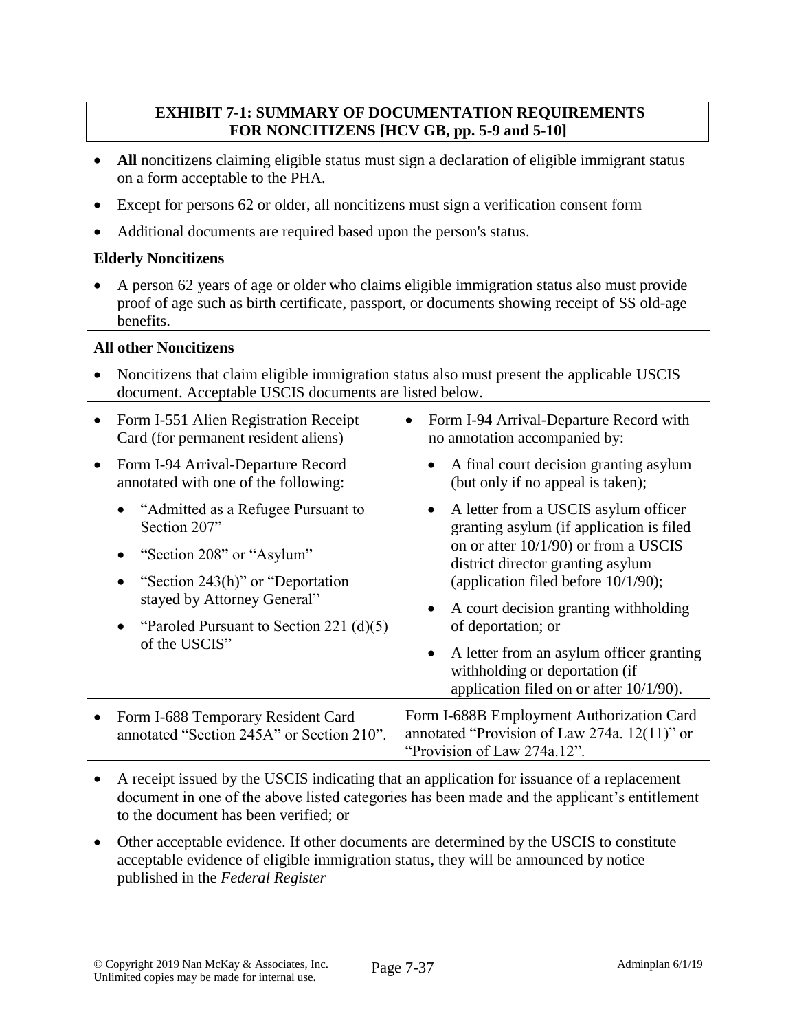## EXHIBIT 7-1: SUMMARY OF DOCUMENTATION REQUIREMENTS FOR NONCITIZENS [HCV GB, pp. 5-9 and 5-10]

- **All** noncitizens claiming eligible status must sign a declaration of eligible immigrant status on a form acceptable to the PHA.
- Except for persons 62 or older, all noncitizens must sign a verification consent form
- Additional documents are required based upon the person's status.

**Elderly Noncitizens**

- A person 62 years of age or older who claims eligible immigration status also must provide proof of age such as birth certificate, passport, or documents showing receipt of SS old-age benefits.

**All other Noncitizens**

- Noncitizens that claim eligible immigration status also must present the applicable USCIS document. Acceptable USCIS documents are listed below.

| | |
|---|---|
| • Form I-551 Alien Registration Receipt Card (for permanent resident aliens)<br>• Form I-94 Arrival-Departure Record annotated with one of the following:<br>  ◦ "Admitted as a Refugee Pursuant to Section 207"<br>  ◦ "Section 208" or "Asylum"<br>  ◦ "Section 243(h)" or "Deportation stayed by Attorney General"<br>  ◦ "Paroled Pursuant to Section 221 (d)(5) of the USCIS" | • Form I-94 Arrival-Departure Record with no annotation accompanied by:<br>  ◦ A final court decision granting asylum (but only if no appeal is taken);<br>  ◦ A letter from a USCIS asylum officer granting asylum (if application is filed on or after 10/1/90) or from a USCIS district director granting asylum (application filed before 10/1/90);<br>  ◦ A court decision granting withholding of deportation; or<br>  ◦ A letter from an asylum officer granting withholding or deportation (if application filed on or after 10/1/90). |
| • Form I-688 Temporary Resident Card annotated "Section 245A" or Section 210". | Form I-688B Employment Authorization Card annotated "Provision of Law 274a. 12(11)" or "Provision of Law 274a.12". |

- A receipt issued by the USCIS indicating that an application for issuance of a replacement document in one of the above listed categories has been made and the applicant's entitlement to the document has been verified; or
- Other acceptable evidence. If other documents are determined by the USCIS to constitute acceptable evidence of eligible immigration status, they will be announced by notice published in the *Federal Register*